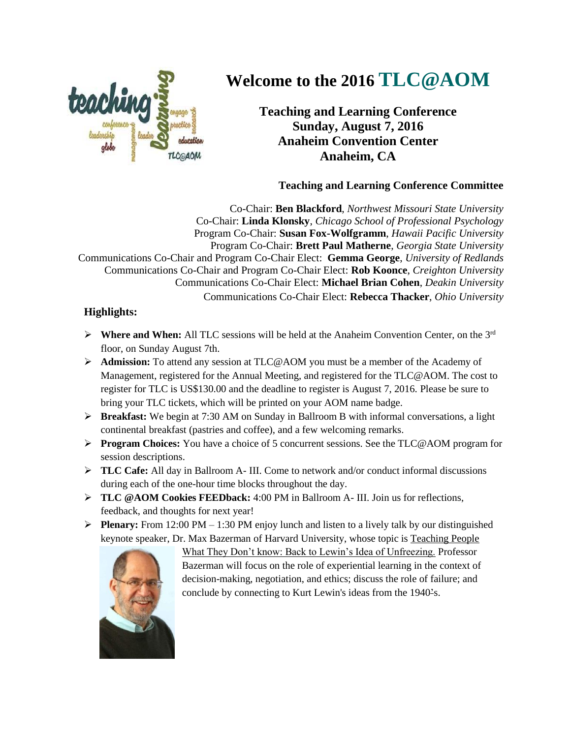# Welcome to the 2016 TLC@AOM

**Teaching and Learning Conference**
**Sunday, August 7, 2016**
**Anaheim Convention Center**
**Anaheim, CA**

### Teaching and Learning Conference Committee

Co-Chair: **Ben Blackford**, *Northwest Missouri State University*
Co-Chair: **Linda Klonsky**, *Chicago School of Professional Psychology*
Program Co-Chair: **Susan Fox-Wolfgramm**, *Hawaii Pacific University*
Program Co-Chair: **Brett Paul Matherne**, *Georgia State University*
Communications Co-Chair and Program Co-Chair Elect: **Gemma George**, *University of Redlands*
Communications Co-Chair and Program Co-Chair Elect: **Rob Koonce**, *Creighton University*
Communications Co-Chair Elect: **Michael Brian Cohen**, *Deakin University*
Communications Co-Chair Elect: **Rebecca Thacker**, *Ohio University*

### Highlights:

- **Where and When:** All TLC sessions will be held at the Anaheim Convention Center, on the 3rd floor, on Sunday August 7th.
- **Admission:** To attend any session at TLC@AOM you must be a member of the Academy of Management, registered for the Annual Meeting, and registered for the TLC@AOM. The cost to register for TLC is US$130.00 and the deadline to register is August 7, 2016. Please be sure to bring your TLC tickets, which will be printed on your AOM name badge.
- **Breakfast:** We begin at 7:30 AM on Sunday in Ballroom B with informal conversations, a light continental breakfast (pastries and coffee), and a few welcoming remarks.
- **Program Choices:** You have a choice of 5 concurrent sessions. See the TLC@AOM program for session descriptions.
- **TLC Cafe:** All day in Ballroom A- III. Come to network and/or conduct informal discussions during each of the one-hour time blocks throughout the day.
- **TLC @AOM Cookies FEEDback:** 4:00 PM in Ballroom A- III. Join us for reflections, feedback, and thoughts for next year!
- **Plenary:** From 12:00 PM – 1:30 PM enjoy lunch and listen to a lively talk by our distinguished keynote speaker, Dr. Max Bazerman of Harvard University, whose topic is Teaching People What They Don't know: Back to Lewin's Idea of Unfreezing. Professor Bazerman will focus on the role of experiential learning in the context of decision-making, negotiation, and ethics; discuss the role of failure; and conclude by connecting to Kurt Lewin's ideas from the 1940's.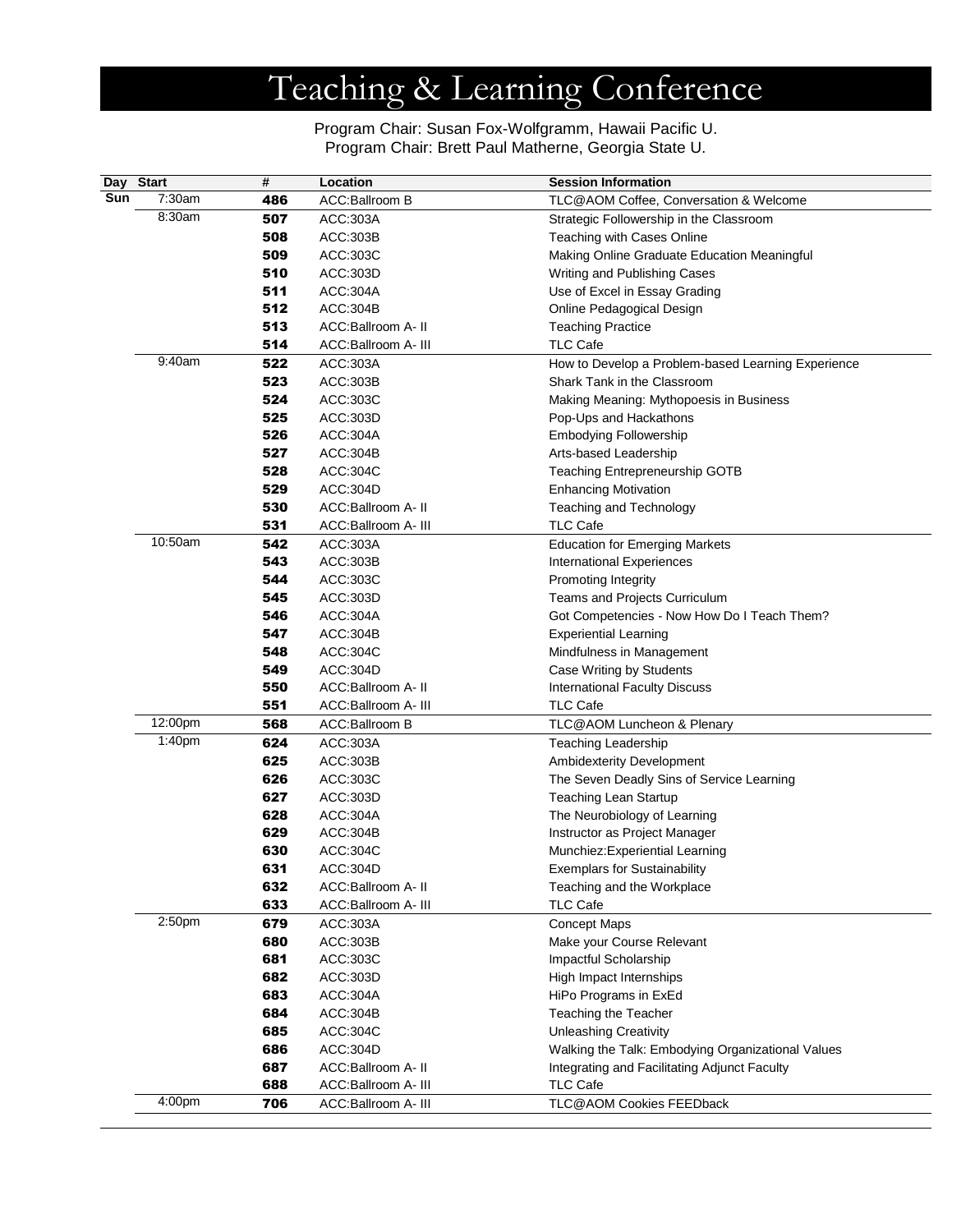# Teaching & Learning Conference

Program Chair: Susan Fox-Wolfgramm, Hawaii Pacific U.
Program Chair: Brett Paul Matherne, Georgia State U.

| Day | Start | # | Location | Session Information |
|---|---|---|---|---|
| Sun | 7:30am | 486 | ACC:Ballroom B | TLC@AOM Coffee, Conversation & Welcome |
| | 8:30am | 507 | ACC:303A | Strategic Followership in the Classroom |
| | | 508 | ACC:303B | Teaching with Cases Online |
| | | 509 | ACC:303C | Making Online Graduate Education Meaningful |
| | | 510 | ACC:303D | Writing and Publishing Cases |
| | | 511 | ACC:304A | Use of Excel in Essay Grading |
| | | 512 | ACC:304B | Online Pedagogical Design |
| | | 513 | ACC:Ballroom A- II | Teaching Practice |
| | | 514 | ACC:Ballroom A- III | TLC Cafe |
| | 9:40am | 522 | ACC:303A | How to Develop a Problem-based Learning Experience |
| | | 523 | ACC:303B | Shark Tank in the Classroom |
| | | 524 | ACC:303C | Making Meaning: Mythopoesis in Business |
| | | 525 | ACC:303D | Pop-Ups and Hackathons |
| | | 526 | ACC:304A | Embodying Followership |
| | | 527 | ACC:304B | Arts-based Leadership |
| | | 528 | ACC:304C | Teaching Entrepreneurship GOTB |
| | | 529 | ACC:304D | Enhancing Motivation |
| | | 530 | ACC:Ballroom A- II | Teaching and Technology |
| | | 531 | ACC:Ballroom A- III | TLC Cafe |
| | 10:50am | 542 | ACC:303A | Education for Emerging Markets |
| | | 543 | ACC:303B | International Experiences |
| | | 544 | ACC:303C | Promoting Integrity |
| | | 545 | ACC:303D | Teams and Projects Curriculum |
| | | 546 | ACC:304A | Got Competencies - Now How Do I Teach Them? |
| | | 547 | ACC:304B | Experiential Learning |
| | | 548 | ACC:304C | Mindfulness in Management |
| | | 549 | ACC:304D | Case Writing by Students |
| | | 550 | ACC:Ballroom A- II | International Faculty Discuss |
| | | 551 | ACC:Ballroom A- III | TLC Cafe |
| | 12:00pm | 568 | ACC:Ballroom B | TLC@AOM Luncheon & Plenary |
| | 1:40pm | 624 | ACC:303A | Teaching Leadership |
| | | 625 | ACC:303B | Ambidexterity Development |
| | | 626 | ACC:303C | The Seven Deadly Sins of Service Learning |
| | | 627 | ACC:303D | Teaching Lean Startup |
| | | 628 | ACC:304A | The Neurobiology of Learning |
| | | 629 | ACC:304B | Instructor as Project Manager |
| | | 630 | ACC:304C | Munchiez:Experiential Learning |
| | | 631 | ACC:304D | Exemplars for Sustainability |
| | | 632 | ACC:Ballroom A- II | Teaching and the Workplace |
| | | 633 | ACC:Ballroom A- III | TLC Cafe |
| | 2:50pm | 679 | ACC:303A | Concept Maps |
| | | 680 | ACC:303B | Make your Course Relevant |
| | | 681 | ACC:303C | Impactful Scholarship |
| | | 682 | ACC:303D | High Impact Internships |
| | | 683 | ACC:304A | HiPo Programs in ExEd |
| | | 684 | ACC:304B | Teaching the Teacher |
| | | 685 | ACC:304C | Unleashing Creativity |
| | | 686 | ACC:304D | Walking the Talk: Embodying Organizational Values |
| | | 687 | ACC:Ballroom A- II | Integrating and Facilitating Adjunct Faculty |
| | | 688 | ACC:Ballroom A- III | TLC Cafe |
| | 4:00pm | 706 | ACC:Ballroom A- III | TLC@AOM Cookies FEEDback |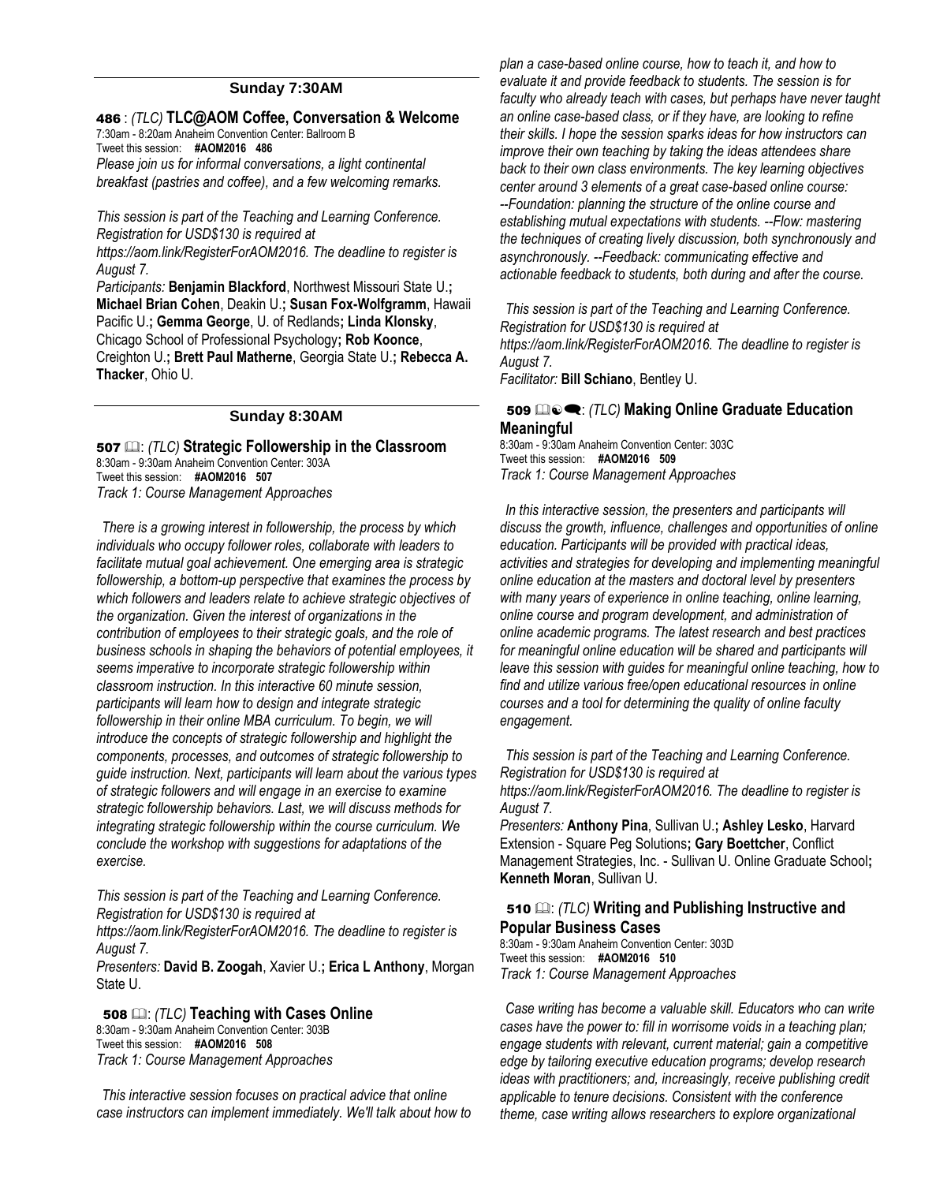## Sunday 7:30AM

### 486 : *(TLC)* TLC@AOM Coffee, Conversation & Welcome

7:30am - 8:20am Anaheim Convention Center: Ballroom B
Tweet this session: **#AOM2016 486**

*Please join us for informal conversations, a light continental breakfast (pastries and coffee), and a few welcoming remarks.*

*This session is part of the Teaching and Learning Conference. Registration for USD$130 is required at https://aom.link/RegisterForAOM2016. The deadline to register is August 7.*

*Participants:* **Benjamin Blackford**, Northwest Missouri State U.**; Michael Brian Cohen**, Deakin U.**; Susan Fox-Wolfgramm**, Hawaii Pacific U.**; Gemma George**, U. of Redlands**; Linda Klonsky**, Chicago School of Professional Psychology**; Rob Koonce**, Creighton U.**; Brett Paul Matherne**, Georgia State U.**; Rebecca A. Thacker**, Ohio U.

## Sunday 8:30AM

### 507 📖: *(TLC)* Strategic Followership in the Classroom

8:30am - 9:30am Anaheim Convention Center: 303A
Tweet this session: **#AOM2016 507**
*Track 1: Course Management Approaches*

*There is a growing interest in followership, the process by which individuals who occupy follower roles, collaborate with leaders to facilitate mutual goal achievement. One emerging area is strategic followership, a bottom-up perspective that examines the process by which followers and leaders relate to achieve strategic objectives of the organization. Given the interest of organizations in the contribution of employees to their strategic goals, and the role of business schools in shaping the behaviors of potential employees, it seems imperative to incorporate strategic followership within classroom instruction. In this interactive 60 minute session, participants will learn how to design and integrate strategic followership in their online MBA curriculum. To begin, we will introduce the concepts of strategic followership and highlight the components, processes, and outcomes of strategic followership to guide instruction. Next, participants will learn about the various types of strategic followers and will engage in an exercise to examine strategic followership behaviors. Last, we will discuss methods for integrating strategic followership within the course curriculum. We conclude the workshop with suggestions for adaptations of the exercise.*

*This session is part of the Teaching and Learning Conference. Registration for USD$130 is required at https://aom.link/RegisterForAOM2016. The deadline to register is August 7.*

*Presenters:* **David B. Zoogah**, Xavier U.**; Erica L Anthony**, Morgan State U.

### 508 📖: *(TLC)* Teaching with Cases Online

8:30am - 9:30am Anaheim Convention Center: 303B
Tweet this session: **#AOM2016 508**
*Track 1: Course Management Approaches*

*This interactive session focuses on practical advice that online case instructors can implement immediately. We'll talk about how to plan a case-based online course, how to teach it, and how to evaluate it and provide feedback to students. The session is for faculty who already teach with cases, but perhaps have never taught an online case-based class, or if they have, are looking to refine their skills. I hope the session sparks ideas for how instructors can improve their own teaching by taking the ideas attendees share back to their own class environments. The key learning objectives center around 3 elements of a great case-based online course: --Foundation: planning the structure of the online course and establishing mutual expectations with students. --Flow: mastering the techniques of creating lively discussion, both synchronously and asynchronously. --Feedback: communicating effective and actionable feedback to students, both during and after the course.*

*This session is part of the Teaching and Learning Conference. Registration for USD$130 is required at https://aom.link/RegisterForAOM2016. The deadline to register is August 7.*

*Facilitator:* **Bill Schiano**, Bentley U.

### 509 📖☯🗨: *(TLC)* Making Online Graduate Education Meaningful

8:30am - 9:30am Anaheim Convention Center: 303C
Tweet this session: **#AOM2016 509**
*Track 1: Course Management Approaches*

*In this interactive session, the presenters and participants will discuss the growth, influence, challenges and opportunities of online education. Participants will be provided with practical ideas, activities and strategies for developing and implementing meaningful online education at the masters and doctoral level by presenters with many years of experience in online teaching, online learning, online course and program development, and administration of online academic programs. The latest research and best practices for meaningful online education will be shared and participants will leave this session with guides for meaningful online teaching, how to find and utilize various free/open educational resources in online courses and a tool for determining the quality of online faculty engagement.*

*This session is part of the Teaching and Learning Conference. Registration for USD$130 is required at https://aom.link/RegisterForAOM2016. The deadline to register is August 7.*

*Presenters:* **Anthony Pina**, Sullivan U.**; Ashley Lesko**, Harvard Extension - Square Peg Solutions**; Gary Boettcher**, Conflict Management Strategies, Inc. - Sullivan U. Online Graduate School**; Kenneth Moran**, Sullivan U.

### 510 📖: *(TLC)* Writing and Publishing Instructive and Popular Business Cases

8:30am - 9:30am Anaheim Convention Center: 303D
Tweet this session: **#AOM2016 510**
*Track 1: Course Management Approaches*

*Case writing has become a valuable skill. Educators who can write cases have the power to: fill in worrisome voids in a teaching plan; engage students with relevant, current material; gain a competitive edge by tailoring executive education programs; develop research ideas with practitioners; and, increasingly, receive publishing credit applicable to tenure decisions. Consistent with the conference theme, case writing allows researchers to explore organizational*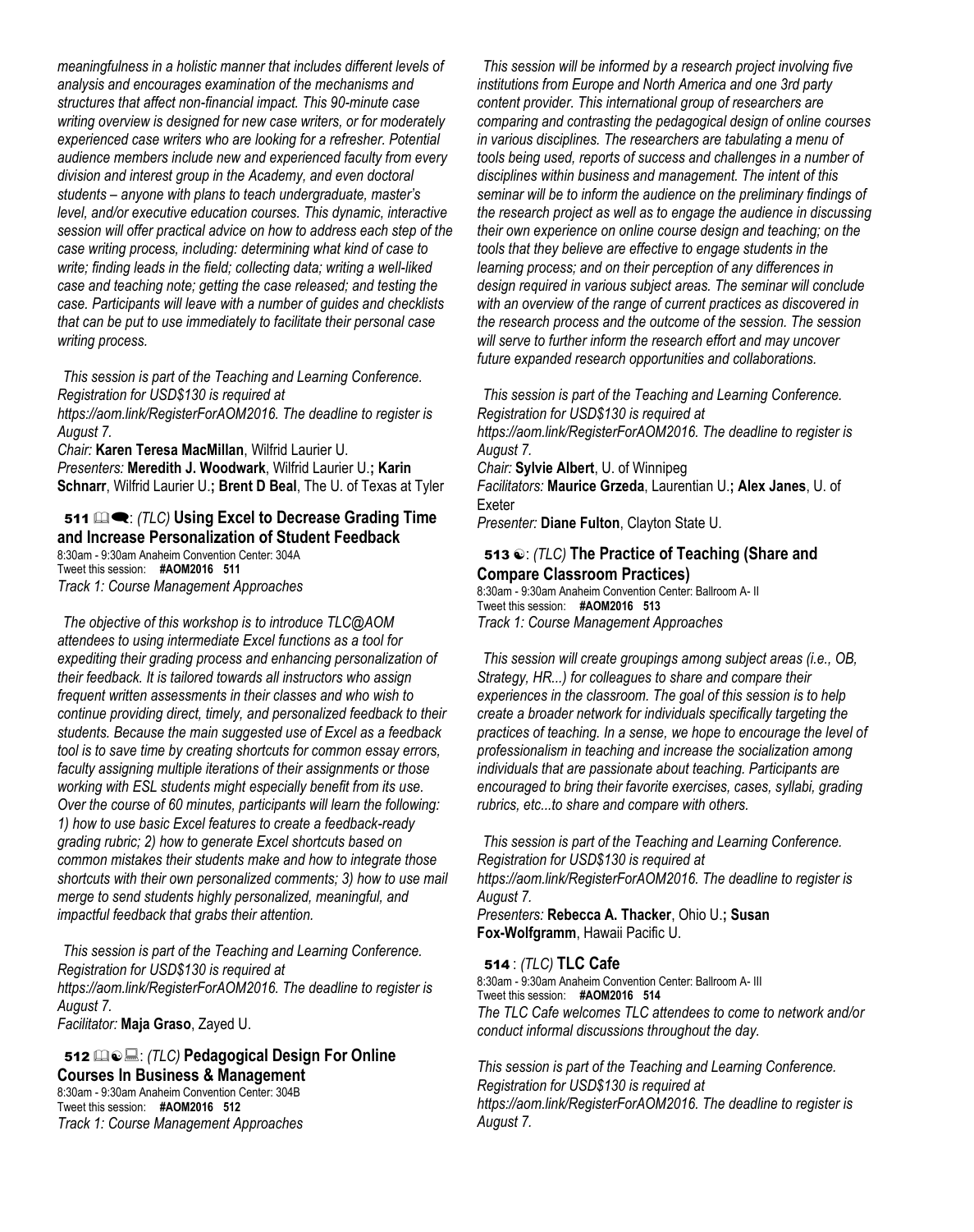*meaningfulness in a holistic manner that includes different levels of analysis and encourages examination of the mechanisms and structures that affect non-financial impact. This 90-minute case writing overview is designed for new case writers, or for moderately experienced case writers who are looking for a refresher. Potential audience members include new and experienced faculty from every division and interest group in the Academy, and even doctoral students – anyone with plans to teach undergraduate, master's level, and/or executive education courses. This dynamic, interactive session will offer practical advice on how to address each step of the case writing process, including: determining what kind of case to write; finding leads in the field; collecting data; writing a well-liked case and teaching note; getting the case released; and testing the case. Participants will leave with a number of guides and checklists that can be put to use immediately to facilitate their personal case writing process.*

*This session is part of the Teaching and Learning Conference. Registration for USD$130 is required at https://aom.link/RegisterForAOM2016. The deadline to register is August 7.*

*Chair:* **Karen Teresa MacMillan**, Wilfrid Laurier U.
*Presenters:* **Meredith J. Woodwark**, Wilfrid Laurier U.**; Karin Schnarr**, Wilfrid Laurier U.**; Brent D Beal**, The U. of Texas at Tyler

### 511: *(TLC)* Using Excel to Decrease Grading Time and Increase Personalization of Student Feedback

8:30am - 9:30am Anaheim Convention Center: 304A
Tweet this session: **#AOM2016 511**
*Track 1: Course Management Approaches*

*The objective of this workshop is to introduce TLC@AOM attendees to using intermediate Excel functions as a tool for expediting their grading process and enhancing personalization of their feedback. It is tailored towards all instructors who assign frequent written assessments in their classes and who wish to continue providing direct, timely, and personalized feedback to their students. Because the main suggested use of Excel as a feedback tool is to save time by creating shortcuts for common essay errors, faculty assigning multiple iterations of their assignments or those working with ESL students might especially benefit from its use. Over the course of 60 minutes, participants will learn the following: 1) how to use basic Excel features to create a feedback-ready grading rubric; 2) how to generate Excel shortcuts based on common mistakes their students make and how to integrate those shortcuts with their own personalized comments; 3) how to use mail merge to send students highly personalized, meaningful, and impactful feedback that grabs their attention.*

*This session is part of the Teaching and Learning Conference. Registration for USD$130 is required at https://aom.link/RegisterForAOM2016. The deadline to register is August 7.*

*Facilitator:* **Maja Graso**, Zayed U.

### 512: *(TLC)* Pedagogical Design For Online Courses In Business & Management

8:30am - 9:30am Anaheim Convention Center: 304B
Tweet this session: **#AOM2016 512**
*Track 1: Course Management Approaches*

*This session will be informed by a research project involving five institutions from Europe and North America and one 3rd party content provider. This international group of researchers are comparing and contrasting the pedagogical design of online courses in various disciplines. The researchers are tabulating a menu of tools being used, reports of success and challenges in a number of disciplines within business and management. The intent of this seminar will be to inform the audience on the preliminary findings of the research project as well as to engage the audience in discussing their own experience on online course design and teaching; on the tools that they believe are effective to engage students in the learning process; and on their perception of any differences in design required in various subject areas. The seminar will conclude with an overview of the range of current practices as discovered in the research process and the outcome of the session. The session will serve to further inform the research effort and may uncover future expanded research opportunities and collaborations.*

*This session is part of the Teaching and Learning Conference. Registration for USD$130 is required at https://aom.link/RegisterForAOM2016. The deadline to register is August 7.*

*Chair:* **Sylvie Albert**, U. of Winnipeg
*Facilitators:* **Maurice Grzeda**, Laurentian U.**; Alex Janes**, U. of Exeter
*Presenter:* **Diane Fulton**, Clayton State U.

### 513: *(TLC)* The Practice of Teaching (Share and Compare Classroom Practices)

8:30am - 9:30am Anaheim Convention Center: Ballroom A- II
Tweet this session: **#AOM2016 513**
*Track 1: Course Management Approaches*

*This session will create groupings among subject areas (i.e., OB, Strategy, HR...) for colleagues to share and compare their experiences in the classroom. The goal of this session is to help create a broader network for individuals specifically targeting the practices of teaching. In a sense, we hope to encourage the level of professionalism in teaching and increase the socialization among individuals that are passionate about teaching. Participants are encouraged to bring their favorite exercises, cases, syllabi, grading rubrics, etc...to share and compare with others.*

*This session is part of the Teaching and Learning Conference. Registration for USD$130 is required at https://aom.link/RegisterForAOM2016. The deadline to register is August 7.*

*Presenters:* **Rebecca A. Thacker**, Ohio U.**; Susan Fox-Wolfgramm**, Hawaii Pacific U.

### 514 : *(TLC)* TLC Cafe

8:30am - 9:30am Anaheim Convention Center: Ballroom A- III
Tweet this session: **#AOM2016 514**
*The TLC Cafe welcomes TLC attendees to come to network and/or conduct informal discussions throughout the day.*

*This session is part of the Teaching and Learning Conference. Registration for USD$130 is required at https://aom.link/RegisterForAOM2016. The deadline to register is August 7.*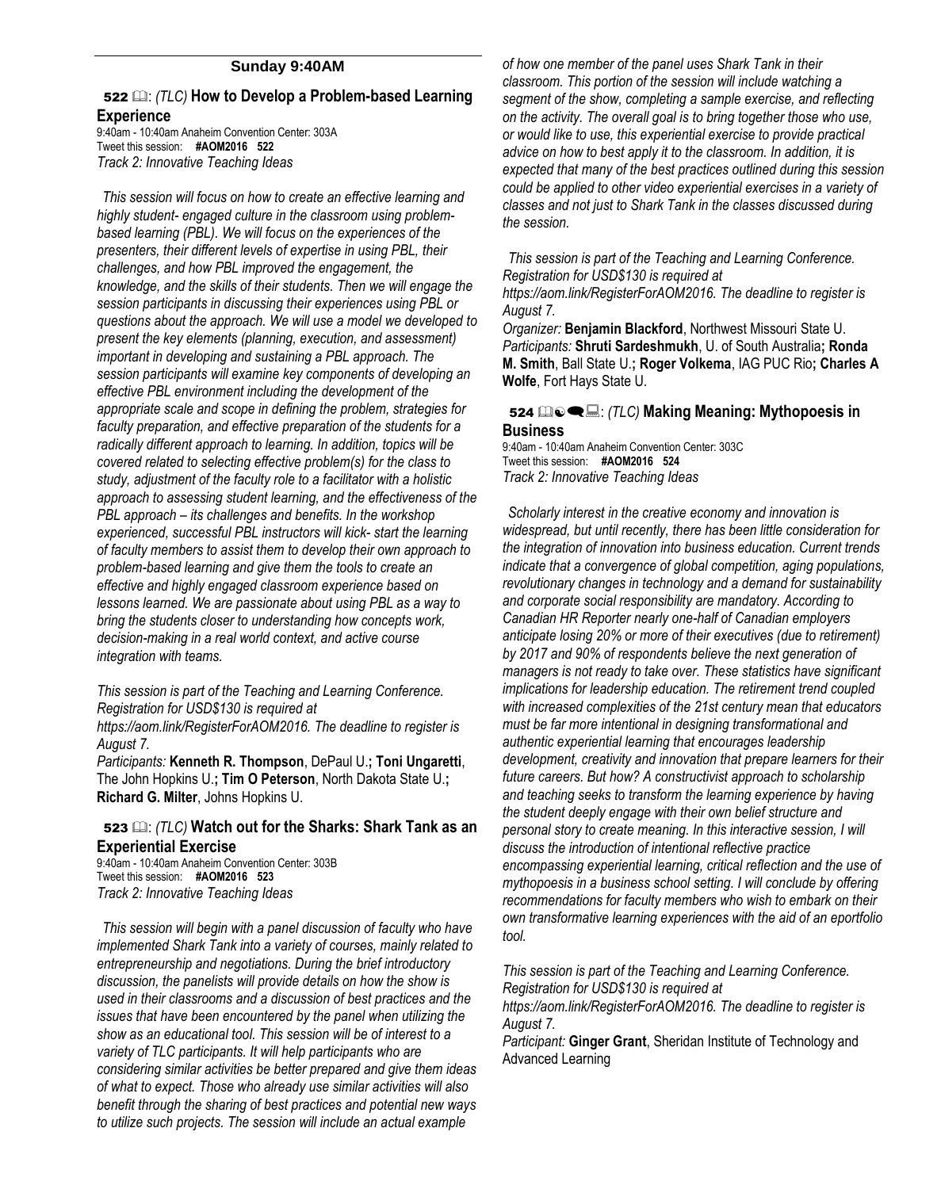## Sunday 9:40AM

### 522 📖: *(TLC)* How to Develop a Problem-based Learning Experience

9:40am - 10:40am Anaheim Convention Center: 303A
Tweet this session: **#AOM2016 522**
*Track 2: Innovative Teaching Ideas*

*This session will focus on how to create an effective learning and highly student- engaged culture in the classroom using problem-based learning (PBL). We will focus on the experiences of the presenters, their different levels of expertise in using PBL, their challenges, and how PBL improved the engagement, the knowledge, and the skills of their students. Then we will engage the session participants in discussing their experiences using PBL or questions about the approach. We will use a model we developed to present the key elements (planning, execution, and assessment) important in developing and sustaining a PBL approach. The session participants will examine key components of developing an effective PBL environment including the development of the appropriate scale and scope in defining the problem, strategies for faculty preparation, and effective preparation of the students for a radically different approach to learning. In addition, topics will be covered related to selecting effective problem(s) for the class to study, adjustment of the faculty role to a facilitator with a holistic approach to assessing student learning, and the effectiveness of the PBL approach – its challenges and benefits. In the workshop experienced, successful PBL instructors will kick- start the learning of faculty members to assist them to develop their own approach to problem-based learning and give them the tools to create an effective and highly engaged classroom experience based on lessons learned. We are passionate about using PBL as a way to bring the students closer to understanding how concepts work, decision-making in a real world context, and active course integration with teams.*

*This session is part of the Teaching and Learning Conference. Registration for USD$130 is required at https://aom.link/RegisterForAOM2016. The deadline to register is August 7.*

*Participants:* **Kenneth R. Thompson**, DePaul U.**; Toni Ungaretti**, The John Hopkins U.**; Tim O Peterson**, North Dakota State U.**; Richard G. Milter**, Johns Hopkins U.

### 523 📖: *(TLC)* Watch out for the Sharks: Shark Tank as an Experiential Exercise

9:40am - 10:40am Anaheim Convention Center: 303B
Tweet this session: **#AOM2016 523**
*Track 2: Innovative Teaching Ideas*

*This session will begin with a panel discussion of faculty who have implemented Shark Tank into a variety of courses, mainly related to entrepreneurship and negotiations. During the brief introductory discussion, the panelists will provide details on how the show is used in their classrooms and a discussion of best practices and the issues that have been encountered by the panel when utilizing the show as an educational tool. This session will be of interest to a variety of TLC participants. It will help participants who are considering similar activities be better prepared and give them ideas of what to expect. Those who already use similar activities will also benefit through the sharing of best practices and potential new ways to utilize such projects. The session will include an actual example of how one member of the panel uses Shark Tank in their classroom. This portion of the session will include watching a segment of the show, completing a sample exercise, and reflecting on the activity. The overall goal is to bring together those who use, or would like to use, this experiential exercise to provide practical advice on how to best apply it to the classroom. In addition, it is expected that many of the best practices outlined during this session could be applied to other video experiential exercises in a variety of classes and not just to Shark Tank in the classes discussed during the session.*

*This session is part of the Teaching and Learning Conference. Registration for USD$130 is required at https://aom.link/RegisterForAOM2016. The deadline to register is August 7.*

*Organizer:* **Benjamin Blackford**, Northwest Missouri State U.
*Participants:* **Shruti Sardeshmukh**, U. of South Australia**; Ronda M. Smith**, Ball State U.**; Roger Volkema**, IAG PUC Rio**; Charles A Wolfe**, Fort Hays State U.

### 524 📖: *(TLC)* Making Meaning: Mythopoesis in Business

9:40am - 10:40am Anaheim Convention Center: 303C
Tweet this session: **#AOM2016 524**
*Track 2: Innovative Teaching Ideas*

*Scholarly interest in the creative economy and innovation is widespread, but until recently, there has been little consideration for the integration of innovation into business education. Current trends indicate that a convergence of global competition, aging populations, revolutionary changes in technology and a demand for sustainability and corporate social responsibility are mandatory. According to Canadian HR Reporter nearly one-half of Canadian employers anticipate losing 20% or more of their executives (due to retirement) by 2017 and 90% of respondents believe the next generation of managers is not ready to take over. These statistics have significant implications for leadership education. The retirement trend coupled with increased complexities of the 21st century mean that educators must be far more intentional in designing transformational and authentic experiential learning that encourages leadership development, creativity and innovation that prepare learners for their future careers. But how? A constructivist approach to scholarship and teaching seeks to transform the learning experience by having the student deeply engage with their own belief structure and personal story to create meaning. In this interactive session, I will discuss the introduction of intentional reflective practice encompassing experiential learning, critical reflection and the use of mythopoesis in a business school setting. I will conclude by offering recommendations for faculty members who wish to embark on their own transformative learning experiences with the aid of an eportfolio tool.*

*This session is part of the Teaching and Learning Conference. Registration for USD$130 is required at https://aom.link/RegisterForAOM2016. The deadline to register is August 7.*

*Participant:* **Ginger Grant**, Sheridan Institute of Technology and Advanced Learning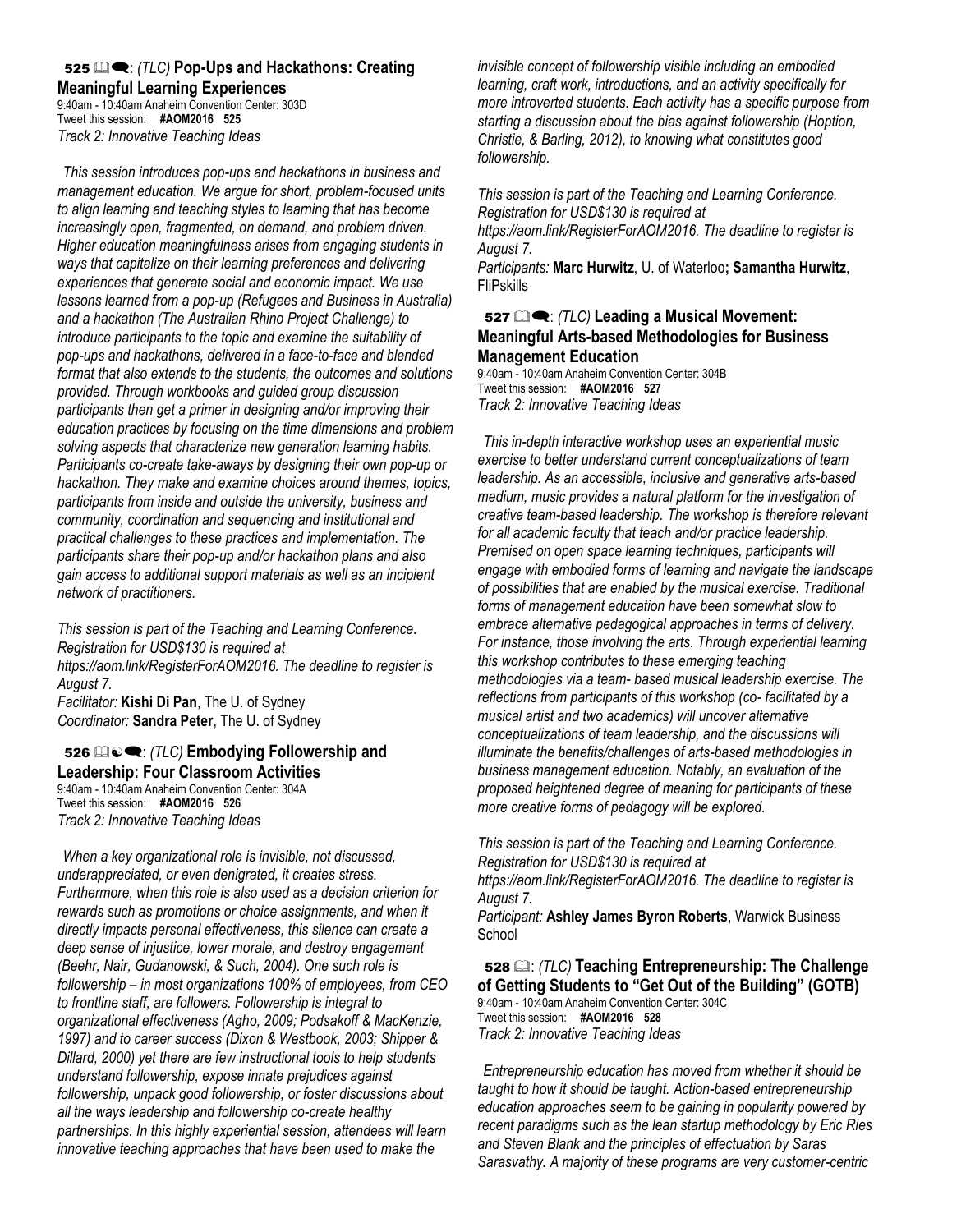### 525 📖💬: *(TLC)* Pop-Ups and Hackathons: Creating Meaningful Learning Experiences

9:40am - 10:40am Anaheim Convention Center: 303D
Tweet this session: **#AOM2016 525**
*Track 2: Innovative Teaching Ideas*

*This session introduces pop-ups and hackathons in business and management education. We argue for short, problem-focused units to align learning and teaching styles to learning that has become increasingly open, fragmented, on demand, and problem driven. Higher education meaningfulness arises from engaging students in ways that capitalize on their learning preferences and delivering experiences that generate social and economic impact. We use lessons learned from a pop-up (Refugees and Business in Australia) and a hackathon (The Australian Rhino Project Challenge) to introduce participants to the topic and examine the suitability of pop-ups and hackathons, delivered in a face-to-face and blended format that also extends to the students, the outcomes and solutions provided. Through workbooks and guided group discussion participants then get a primer in designing and/or improving their education practices by focusing on the time dimensions and problem solving aspects that characterize new generation learning habits. Participants co-create take-aways by designing their own pop-up or hackathon. They make and examine choices around themes, topics, participants from inside and outside the university, business and community, coordination and sequencing and institutional and practical challenges to these practices and implementation. The participants share their pop-up and/or hackathon plans and also gain access to additional support materials as well as an incipient network of practitioners.*

*This session is part of the Teaching and Learning Conference. Registration for USD$130 is required at https://aom.link/RegisterForAOM2016. The deadline to register is August 7.*

*Facilitator:* **Kishi Di Pan**, The U. of Sydney
*Coordinator:* **Sandra Peter**, The U. of Sydney

### 526 📖☯💬: *(TLC)* Embodying Followership and Leadership: Four Classroom Activities

9:40am - 10:40am Anaheim Convention Center: 304A
Tweet this session: **#AOM2016 526**
*Track 2: Innovative Teaching Ideas*

*When a key organizational role is invisible, not discussed, underappreciated, or even denigrated, it creates stress. Furthermore, when this role is also used as a decision criterion for rewards such as promotions or choice assignments, and when it directly impacts personal effectiveness, this silence can create a deep sense of injustice, lower morale, and destroy engagement (Beehr, Nair, Gudanowski, & Such, 2004). One such role is followership – in most organizations 100% of employees, from CEO to frontline staff, are followers. Followership is integral to organizational effectiveness (Agho, 2009; Podsakoff & MacKenzie, 1997) and to career success (Dixon & Westbook, 2003; Shipper & Dillard, 2000) yet there are few instructional tools to help students understand followership, expose innate prejudices against followership, unpack good followership, or foster discussions about all the ways leadership and followership co-create healthy partnerships. In this highly experiential session, attendees will learn innovative teaching approaches that have been used to make the invisible concept of followership visible including an embodied learning, craft work, introductions, and an activity specifically for more introverted students. Each activity has a specific purpose from starting a discussion about the bias against followership (Hoption, Christie, & Barling, 2012), to knowing what constitutes good followership.*

*This session is part of the Teaching and Learning Conference. Registration for USD$130 is required at https://aom.link/RegisterForAOM2016. The deadline to register is August 7.*

*Participants:* **Marc Hurwitz**, U. of Waterloo**; Samantha Hurwitz**, FliPskills

### 527 📖💬: *(TLC)* Leading a Musical Movement: Meaningful Arts-based Methodologies for Business Management Education

9:40am - 10:40am Anaheim Convention Center: 304B
Tweet this session: **#AOM2016 527**
*Track 2: Innovative Teaching Ideas*

*This in-depth interactive workshop uses an experiential music exercise to better understand current conceptualizations of team leadership. As an accessible, inclusive and generative arts-based medium, music provides a natural platform for the investigation of creative team-based leadership. The workshop is therefore relevant for all academic faculty that teach and/or practice leadership. Premised on open space learning techniques, participants will engage with embodied forms of learning and navigate the landscape of possibilities that are enabled by the musical exercise. Traditional forms of management education have been somewhat slow to embrace alternative pedagogical approaches in terms of delivery. For instance, those involving the arts. Through experiential learning this workshop contributes to these emerging teaching methodologies via a team- based musical leadership exercise. The reflections from participants of this workshop (co- facilitated by a musical artist and two academics) will uncover alternative conceptualizations of team leadership, and the discussions will illuminate the benefits/challenges of arts-based methodologies in business management education. Notably, an evaluation of the proposed heightened degree of meaning for participants of these more creative forms of pedagogy will be explored.*

*This session is part of the Teaching and Learning Conference. Registration for USD$130 is required at https://aom.link/RegisterForAOM2016. The deadline to register is August 7.*

*Participant:* **Ashley James Byron Roberts**, Warwick Business School

### 528 📖: *(TLC)* Teaching Entrepreneurship: The Challenge of Getting Students to "Get Out of the Building" (GOTB)

9:40am - 10:40am Anaheim Convention Center: 304C
Tweet this session: **#AOM2016 528**
*Track 2: Innovative Teaching Ideas*

*Entrepreneurship education has moved from whether it should be taught to how it should be taught. Action-based entrepreneurship education approaches seem to be gaining in popularity powered by recent paradigms such as the lean startup methodology by Eric Ries and Steven Blank and the principles of effectuation by Saras Sarasvathy. A majority of these programs are very customer-centric*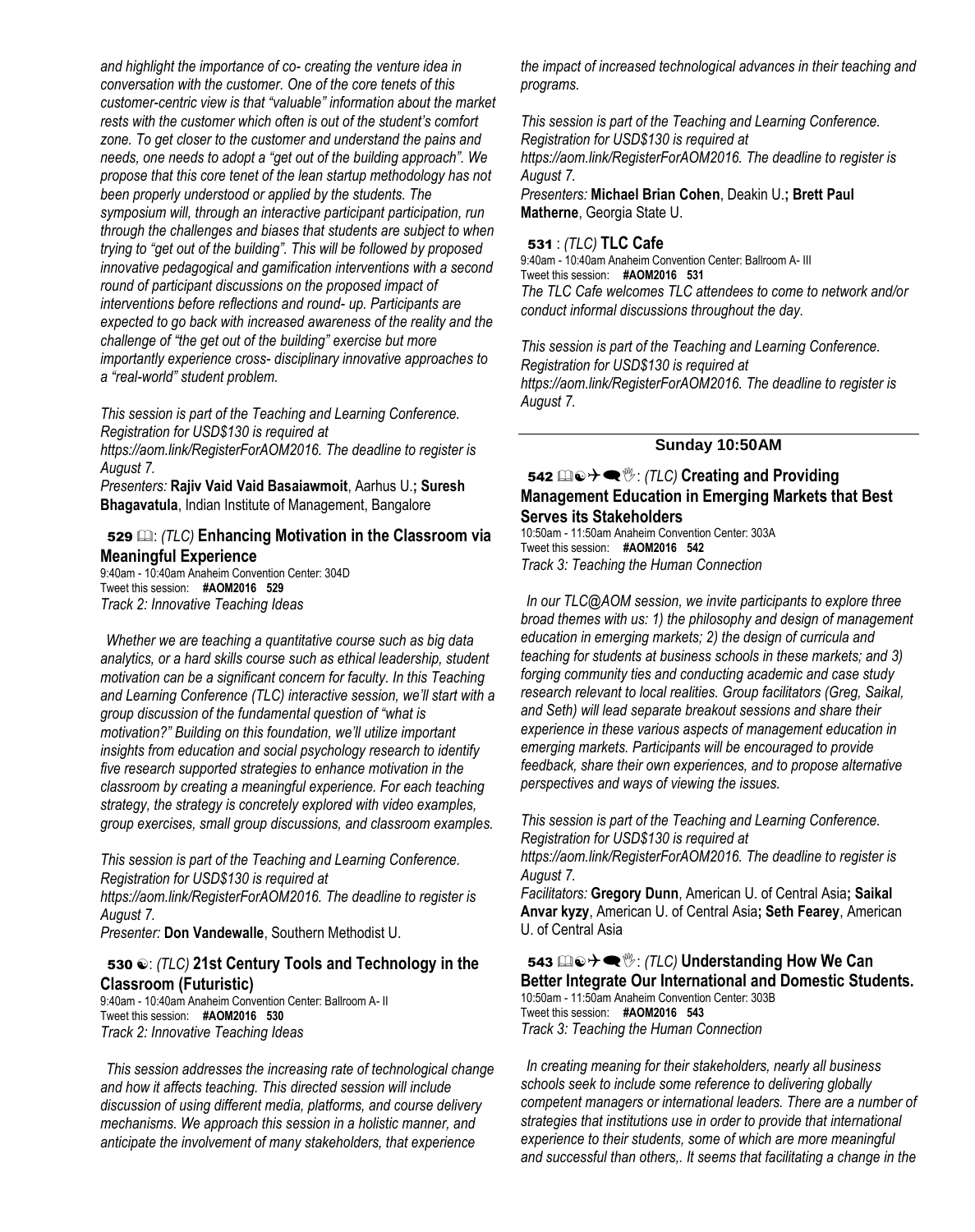*and highlight the importance of co- creating the venture idea in conversation with the customer. One of the core tenets of this customer-centric view is that "valuable" information about the market rests with the customer which often is out of the student's comfort zone. To get closer to the customer and understand the pains and needs, one needs to adopt a "get out of the building approach". We propose that this core tenet of the lean startup methodology has not been properly understood or applied by the students. The symposium will, through an interactive participant participation, run through the challenges and biases that students are subject to when trying to "get out of the building". This will be followed by proposed innovative pedagogical and gamification interventions with a second round of participant discussions on the proposed impact of interventions before reflections and round- up. Participants are expected to go back with increased awareness of the reality and the challenge of "the get out of the building" exercise but more importantly experience cross- disciplinary innovative approaches to a "real-world" student problem.*

*This session is part of the Teaching and Learning Conference. Registration for USD$130 is required at https://aom.link/RegisterForAOM2016. The deadline to register is August 7.*

*Presenters:* **Rajiv Vaid Vaid Basaiawmoit**, Aarhus U.**; Suresh Bhagavatula**, Indian Institute of Management, Bangalore

### 529 : *(TLC)* Enhancing Motivation in the Classroom via Meaningful Experience

9:40am - 10:40am Anaheim Convention Center: 304D
Tweet this session: **#AOM2016 529**
*Track 2: Innovative Teaching Ideas*

*Whether we are teaching a quantitative course such as big data analytics, or a hard skills course such as ethical leadership, student motivation can be a significant concern for faculty. In this Teaching and Learning Conference (TLC) interactive session, we'll start with a group discussion of the fundamental question of "what is motivation?" Building on this foundation, we'll utilize important insights from education and social psychology research to identify five research supported strategies to enhance motivation in the classroom by creating a meaningful experience. For each teaching strategy, the strategy is concretely explored with video examples, group exercises, small group discussions, and classroom examples.*

*This session is part of the Teaching and Learning Conference. Registration for USD$130 is required at https://aom.link/RegisterForAOM2016. The deadline to register is August 7.*

*Presenter:* **Don Vandewalle**, Southern Methodist U.

### 530 : *(TLC)* 21st Century Tools and Technology in the Classroom (Futuristic)

9:40am - 10:40am Anaheim Convention Center: Ballroom A- II
Tweet this session: **#AOM2016 530**
*Track 2: Innovative Teaching Ideas*

*This session addresses the increasing rate of technological change and how it affects teaching. This directed session will include discussion of using different media, platforms, and course delivery mechanisms. We approach this session in a holistic manner, and anticipate the involvement of many stakeholders, that experience the impact of increased technological advances in their teaching and programs.*

*This session is part of the Teaching and Learning Conference. Registration for USD$130 is required at https://aom.link/RegisterForAOM2016. The deadline to register is August 7.*

*Presenters:* **Michael Brian Cohen**, Deakin U.**; Brett Paul Matherne**, Georgia State U.

### 531 : *(TLC)* TLC Cafe

9:40am - 10:40am Anaheim Convention Center: Ballroom A- III
Tweet this session: **#AOM2016 531**
*The TLC Cafe welcomes TLC attendees to come to network and/or conduct informal discussions throughout the day.*

*This session is part of the Teaching and Learning Conference. Registration for USD$130 is required at https://aom.link/RegisterForAOM2016. The deadline to register is August 7.*

## Sunday 10:50AM

### 542 : *(TLC)* Creating and Providing Management Education in Emerging Markets that Best Serves its Stakeholders

10:50am - 11:50am Anaheim Convention Center: 303A
Tweet this session: **#AOM2016 542**
*Track 3: Teaching the Human Connection*

*In our TLC@AOM session, we invite participants to explore three broad themes with us: 1) the philosophy and design of management education in emerging markets; 2) the design of curricula and teaching for students at business schools in these markets; and 3) forging community ties and conducting academic and case study research relevant to local realities. Group facilitators (Greg, Saikal, and Seth) will lead separate breakout sessions and share their experience in these various aspects of management education in emerging markets. Participants will be encouraged to provide feedback, share their own experiences, and to propose alternative perspectives and ways of viewing the issues.*

*This session is part of the Teaching and Learning Conference. Registration for USD$130 is required at https://aom.link/RegisterForAOM2016. The deadline to register is August 7.*

*Facilitators:* **Gregory Dunn**, American U. of Central Asia**; Saikal Anvar kyzy**, American U. of Central Asia**; Seth Fearey**, American U. of Central Asia

### 543 : *(TLC)* Understanding How We Can Better Integrate Our International and Domestic Students.

10:50am - 11:50am Anaheim Convention Center: 303B
Tweet this session: **#AOM2016 543**
*Track 3: Teaching the Human Connection*

*In creating meaning for their stakeholders, nearly all business schools seek to include some reference to delivering globally competent managers or international leaders. There are a number of strategies that institutions use in order to provide that international experience to their students, some of which are more meaningful and successful than others,. It seems that facilitating a change in the*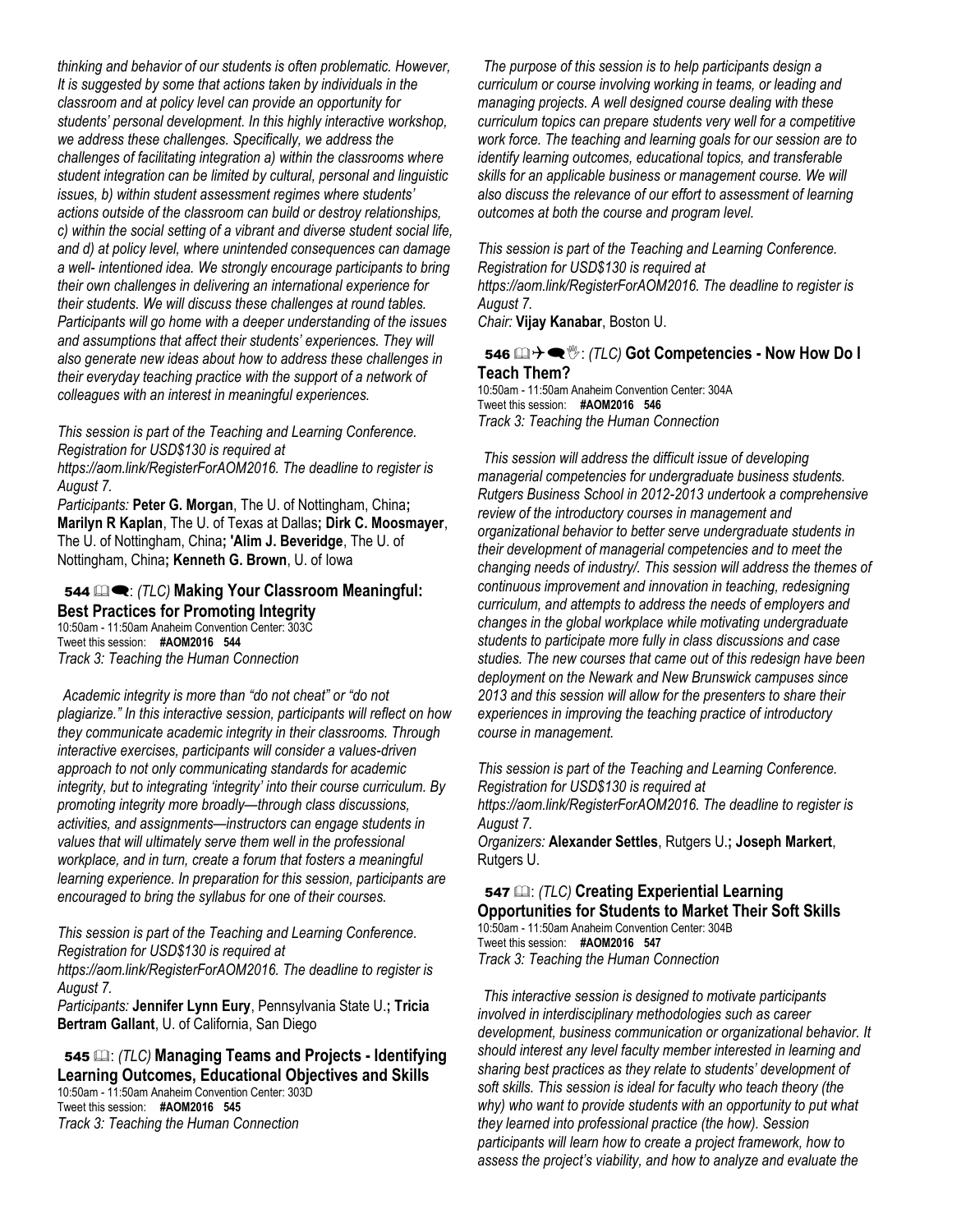*thinking and behavior of our students is often problematic. However, It is suggested by some that actions taken by individuals in the classroom and at policy level can provide an opportunity for students' personal development. In this highly interactive workshop, we address these challenges. Specifically, we address the challenges of facilitating integration a) within the classrooms where student integration can be limited by cultural, personal and linguistic issues, b) within student assessment regimes where students' actions outside of the classroom can build or destroy relationships, c) within the social setting of a vibrant and diverse student social life, and d) at policy level, where unintended consequences can damage a well- intentioned idea. We strongly encourage participants to bring their own challenges in delivering an international experience for their students. We will discuss these challenges at round tables. Participants will go home with a deeper understanding of the issues and assumptions that affect their students' experiences. They will also generate new ideas about how to address these challenges in their everyday teaching practice with the support of a network of colleagues with an interest in meaningful experiences.*

*This session is part of the Teaching and Learning Conference. Registration for USD$130 is required at https://aom.link/RegisterForAOM2016. The deadline to register is August 7.*

*Participants:* **Peter G. Morgan**, The U. of Nottingham, China**; Marilyn R Kaplan**, The U. of Texas at Dallas**; Dirk C. Moosmayer**, The U. of Nottingham, China**; 'Alim J. Beveridge**, The U. of Nottingham, China**; Kenneth G. Brown**, U. of Iowa

### 544 : *(TLC)* Making Your Classroom Meaningful: Best Practices for Promoting Integrity

10:50am - 11:50am Anaheim Convention Center: 303C
Tweet this session: **#AOM2016 544**
*Track 3: Teaching the Human Connection*

*Academic integrity is more than "do not cheat" or "do not plagiarize." In this interactive session, participants will reflect on how they communicate academic integrity in their classrooms. Through interactive exercises, participants will consider a values-driven approach to not only communicating standards for academic integrity, but to integrating 'integrity' into their course curriculum. By promoting integrity more broadly—through class discussions, activities, and assignments—instructors can engage students in values that will ultimately serve them well in the professional workplace, and in turn, create a forum that fosters a meaningful learning experience. In preparation for this session, participants are encouraged to bring the syllabus for one of their courses.*

*This session is part of the Teaching and Learning Conference. Registration for USD$130 is required at https://aom.link/RegisterForAOM2016. The deadline to register is August 7.*

*Participants:* **Jennifer Lynn Eury**, Pennsylvania State U.**; Tricia Bertram Gallant**, U. of California, San Diego

### 545 : *(TLC)* Managing Teams and Projects - Identifying Learning Outcomes, Educational Objectives and Skills

10:50am - 11:50am Anaheim Convention Center: 303D
Tweet this session: **#AOM2016 545**
*Track 3: Teaching the Human Connection*

*The purpose of this session is to help participants design a curriculum or course involving working in teams, or leading and managing projects. A well designed course dealing with these curriculum topics can prepare students very well for a competitive work force. The teaching and learning goals for our session are to identify learning outcomes, educational topics, and transferable skills for an applicable business or management course. We will also discuss the relevance of our effort to assessment of learning outcomes at both the course and program level.*

*This session is part of the Teaching and Learning Conference. Registration for USD$130 is required at https://aom.link/RegisterForAOM2016. The deadline to register is August 7.*

*Chair:* **Vijay Kanabar**, Boston U.

### 546 : *(TLC)* Got Competencies - Now How Do I Teach Them?

10:50am - 11:50am Anaheim Convention Center: 304A
Tweet this session: **#AOM2016 546**
*Track 3: Teaching the Human Connection*

*This session will address the difficult issue of developing managerial competencies for undergraduate business students. Rutgers Business School in 2012-2013 undertook a comprehensive review of the introductory courses in management and organizational behavior to better serve undergraduate students in their development of managerial competencies and to meet the changing needs of industry/. This session will address the themes of continuous improvement and innovation in teaching, redesigning curriculum, and attempts to address the needs of employers and changes in the global workplace while motivating undergraduate students to participate more fully in class discussions and case studies. The new courses that came out of this redesign have been deployment on the Newark and New Brunswick campuses since 2013 and this session will allow for the presenters to share their experiences in improving the teaching practice of introductory course in management.*

*This session is part of the Teaching and Learning Conference. Registration for USD$130 is required at https://aom.link/RegisterForAOM2016. The deadline to register is August 7.*

*Organizers:* **Alexander Settles**, Rutgers U.**; Joseph Markert**, Rutgers U.

### 547 : *(TLC)* Creating Experiential Learning Opportunities for Students to Market Their Soft Skills

10:50am - 11:50am Anaheim Convention Center: 304B
Tweet this session: **#AOM2016 547**
*Track 3: Teaching the Human Connection*

*This interactive session is designed to motivate participants involved in interdisciplinary methodologies such as career development, business communication or organizational behavior. It should interest any level faculty member interested in learning and sharing best practices as they relate to students' development of soft skills. This session is ideal for faculty who teach theory (the why) who want to provide students with an opportunity to put what they learned into professional practice (the how). Session participants will learn how to create a project framework, how to assess the project's viability, and how to analyze and evaluate the*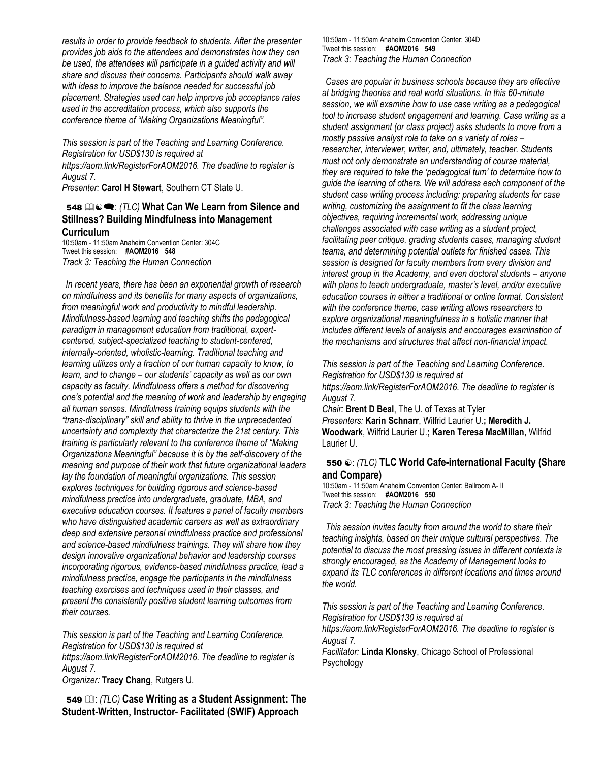*results in order to provide feedback to students. After the presenter provides job aids to the attendees and demonstrates how they can be used, the attendees will participate in a guided activity and will share and discuss their concerns. Participants should walk away with ideas to improve the balance needed for successful job placement. Strategies used can help improve job acceptance rates used in the accreditation process, which also supports the conference theme of "Making Organizations Meaningful".*

*This session is part of the Teaching and Learning Conference. Registration for USD$130 is required at https://aom.link/RegisterForAOM2016. The deadline to register is August 7.*

*Presenter:* **Carol H Stewart**, Southern CT State U.

### 548 📖☯💬: *(TLC)* What Can We Learn from Silence and Stillness? Building Mindfulness into Management Curriculum

10:50am - 11:50am Anaheim Convention Center: 304C
Tweet this session: **#AOM2016 548**
*Track 3: Teaching the Human Connection*

*In recent years, there has been an exponential growth of research on mindfulness and its benefits for many aspects of organizations, from meaningful work and productivity to mindful leadership. Mindfulness-based learning and teaching shifts the pedagogical paradigm in management education from traditional, expert-centered, subject-specialized teaching to student-centered, internally-oriented, wholistic-learning. Traditional teaching and learning utilizes only a fraction of our human capacity to know, to learn, and to change – our students' capacity as well as our own capacity as faculty. Mindfulness offers a method for discovering one's potential and the meaning of work and leadership by engaging all human senses. Mindfulness training equips students with the "trans-disciplinary" skill and ability to thrive in the unprecedented uncertainty and complexity that characterize the 21st century. This training is particularly relevant to the conference theme of "Making Organizations Meaningful" because it is by the self-discovery of the meaning and purpose of their work that future organizational leaders lay the foundation of meaningful organizations. This session explores techniques for building rigorous and science-based mindfulness practice into undergraduate, graduate, MBA, and executive education courses. It features a panel of faculty members who have distinguished academic careers as well as extraordinary deep and extensive personal mindfulness practice and professional and science-based mindfulness trainings. They will share how they design innovative organizational behavior and leadership courses incorporating rigorous, evidence-based mindfulness practice, lead a mindfulness practice, engage the participants in the mindfulness teaching exercises and techniques used in their classes, and present the consistently positive student learning outcomes from their courses.*

*This session is part of the Teaching and Learning Conference. Registration for USD$130 is required at https://aom.link/RegisterForAOM2016. The deadline to register is August 7.*

*Organizer:* **Tracy Chang**, Rutgers U.

### 549 📖: *(TLC)* Case Writing as a Student Assignment: The Student-Written, Instructor- Facilitated (SWIF) Approach

10:50am - 11:50am Anaheim Convention Center: 304D
Tweet this session: **#AOM2016 549**
*Track 3: Teaching the Human Connection*

*Cases are popular in business schools because they are effective at bridging theories and real world situations. In this 60-minute session, we will examine how to use case writing as a pedagogical tool to increase student engagement and learning. Case writing as a student assignment (or class project) asks students to move from a mostly passive analyst role to take on a variety of roles – researcher, interviewer, writer, and, ultimately, teacher. Students must not only demonstrate an understanding of course material, they are required to take the 'pedagogical turn' to determine how to guide the learning of others. We will address each component of the student case writing process including: preparing students for case writing, customizing the assignment to fit the class learning objectives, requiring incremental work, addressing unique challenges associated with case writing as a student project, facilitating peer critique, grading students cases, managing student teams, and determining potential outlets for finished cases. This session is designed for faculty members from every division and interest group in the Academy, and even doctoral students – anyone with plans to teach undergraduate, master's level, and/or executive education courses in either a traditional or online format. Consistent with the conference theme, case writing allows researchers to explore organizational meaningfulness in a holistic manner that includes different levels of analysis and encourages examination of the mechanisms and structures that affect non-financial impact.*

*This session is part of the Teaching and Learning Conference. Registration for USD$130 is required at https://aom.link/RegisterForAOM2016. The deadline to register is August 7.*

*Chair:* **Brent D Beal**, The U. of Texas at Tyler
*Presenters:* **Karin Schnarr**, Wilfrid Laurier U.**; Meredith J. Woodwark**, Wilfrid Laurier U.**; Karen Teresa MacMillan**, Wilfrid Laurier U.

### 550 ☯: *(TLC)* TLC World Cafe-international Faculty (Share and Compare)

10:50am - 11:50am Anaheim Convention Center: Ballroom A- II
Tweet this session: **#AOM2016 550**
*Track 3: Teaching the Human Connection*

*This session invites faculty from around the world to share their teaching insights, based on their unique cultural perspectives. The potential to discuss the most pressing issues in different contexts is strongly encouraged, as the Academy of Management looks to expand its TLC conferences in different locations and times around the world.*

*This session is part of the Teaching and Learning Conference. Registration for USD$130 is required at https://aom.link/RegisterForAOM2016. The deadline to register is August 7.*

*Facilitator:* **Linda Klonsky**, Chicago School of Professional Psychology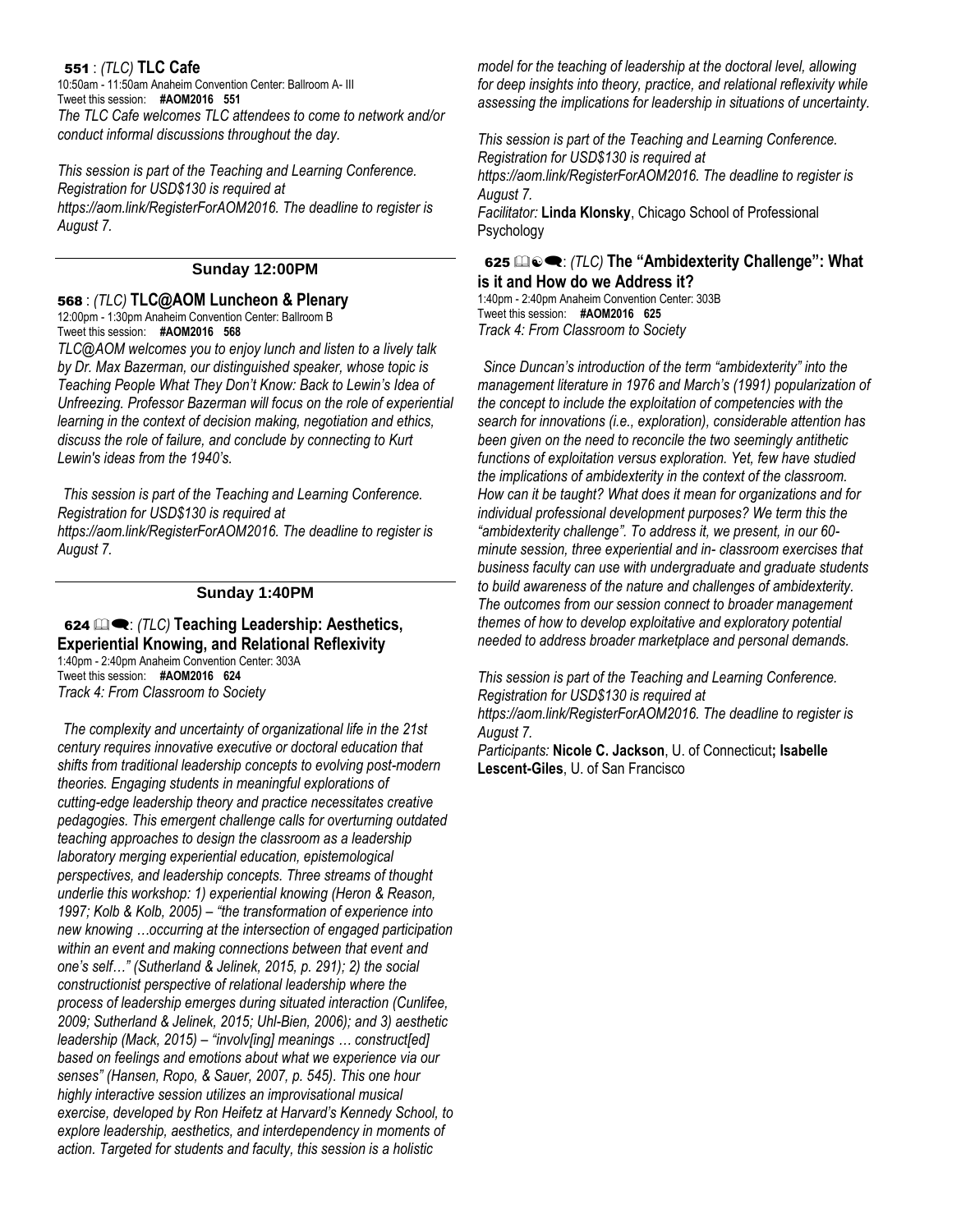**551** : *(TLC)* **TLC Cafe**
10:50am - 11:50am Anaheim Convention Center: Ballroom A- III
Tweet this session: **#AOM2016 551**
*The TLC Cafe welcomes TLC attendees to come to network and/or conduct informal discussions throughout the day.*

*This session is part of the Teaching and Learning Conference. Registration for USD$130 is required at https://aom.link/RegisterForAOM2016. The deadline to register is August 7.*

## Sunday 12:00PM

**568** : *(TLC)* **TLC@AOM Luncheon & Plenary**
12:00pm - 1:30pm Anaheim Convention Center: Ballroom B
Tweet this session: **#AOM2016 568**
*TLC@AOM welcomes you to enjoy lunch and listen to a lively talk by Dr. Max Bazerman, our distinguished speaker, whose topic is Teaching People What They Don't Know: Back to Lewin's Idea of Unfreezing. Professor Bazerman will focus on the role of experiential learning in the context of decision making, negotiation and ethics, discuss the role of failure, and conclude by connecting to Kurt Lewin's ideas from the 1940's.*

*This session is part of the Teaching and Learning Conference. Registration for USD$130 is required at https://aom.link/RegisterForAOM2016. The deadline to register is August 7.*

## Sunday 1:40PM

**624** 🕮🗨: *(TLC)* **Teaching Leadership: Aesthetics, Experiential Knowing, and Relational Reflexivity**
1:40pm - 2:40pm Anaheim Convention Center: 303A
Tweet this session: **#AOM2016 624**
*Track 4: From Classroom to Society*

*The complexity and uncertainty of organizational life in the 21st century requires innovative executive or doctoral education that shifts from traditional leadership concepts to evolving post-modern theories. Engaging students in meaningful explorations of cutting-edge leadership theory and practice necessitates creative pedagogies. This emergent challenge calls for overturning outdated teaching approaches to design the classroom as a leadership laboratory merging experiential education, epistemological perspectives, and leadership concepts. Three streams of thought underlie this workshop: 1) experiential knowing (Heron & Reason, 1997; Kolb & Kolb, 2005) – "the transformation of experience into new knowing …occurring at the intersection of engaged participation within an event and making connections between that event and one's self…" (Sutherland & Jelinek, 2015, p. 291); 2) the social constructionist perspective of relational leadership where the process of leadership emerges during situated interaction (Cunlifee, 2009; Sutherland & Jelinek, 2015; Uhl-Bien, 2006); and 3) aesthetic leadership (Mack, 2015) – "involv[ing] meanings … construct[ed] based on feelings and emotions about what we experience via our senses" (Hansen, Ropo, & Sauer, 2007, p. 545). This one hour highly interactive session utilizes an improvisational musical exercise, developed by Ron Heifetz at Harvard's Kennedy School, to explore leadership, aesthetics, and interdependency in moments of action. Targeted for students and faculty, this session is a holistic model for the teaching of leadership at the doctoral level, allowing for deep insights into theory, practice, and relational reflexivity while assessing the implications for leadership in situations of uncertainty.*

*This session is part of the Teaching and Learning Conference. Registration for USD$130 is required at https://aom.link/RegisterForAOM2016. The deadline to register is August 7.*
*Facilitator:* **Linda Klonsky**, Chicago School of Professional Psychology

**625** 🕮☯🗨: *(TLC)* **The "Ambidexterity Challenge": What is it and How do we Address it?**
1:40pm - 2:40pm Anaheim Convention Center: 303B
Tweet this session: **#AOM2016 625**
*Track 4: From Classroom to Society*

*Since Duncan's introduction of the term "ambidexterity" into the management literature in 1976 and March's (1991) popularization of the concept to include the exploitation of competencies with the search for innovations (i.e., exploration), considerable attention has been given on the need to reconcile the two seemingly antithetic functions of exploitation versus exploration. Yet, few have studied the implications of ambidexterity in the context of the classroom. How can it be taught? What does it mean for organizations and for individual professional development purposes? We term this the "ambidexterity challenge". To address it, we present, in our 60-minute session, three experiential and in- classroom exercises that business faculty can use with undergraduate and graduate students to build awareness of the nature and challenges of ambidexterity. The outcomes from our session connect to broader management themes of how to develop exploitative and exploratory potential needed to address broader marketplace and personal demands.*

*This session is part of the Teaching and Learning Conference. Registration for USD$130 is required at https://aom.link/RegisterForAOM2016. The deadline to register is August 7.*
*Participants:* **Nicole C. Jackson**, U. of Connecticut**; Isabelle Lescent-Giles**, U. of San Francisco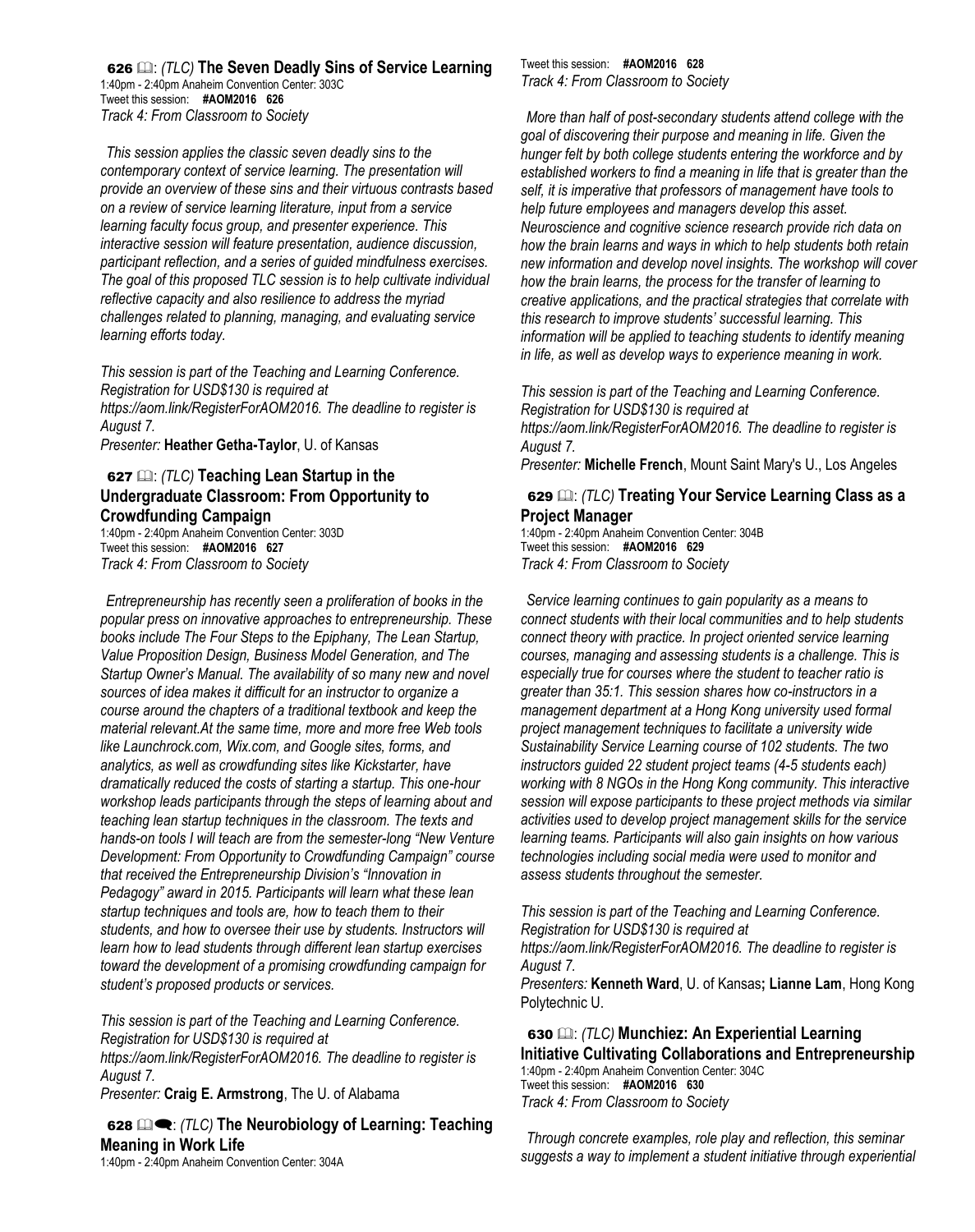### 626 📖: *(TLC)* The Seven Deadly Sins of Service Learning

1:40pm - 2:40pm Anaheim Convention Center: 303C
Tweet this session: **#AOM2016 626**
*Track 4: From Classroom to Society*

*This session applies the classic seven deadly sins to the contemporary context of service learning. The presentation will provide an overview of these sins and their virtuous contrasts based on a review of service learning literature, input from a service learning faculty focus group, and presenter experience. This interactive session will feature presentation, audience discussion, participant reflection, and a series of guided mindfulness exercises. The goal of this proposed TLC session is to help cultivate individual reflective capacity and also resilience to address the myriad challenges related to planning, managing, and evaluating service learning efforts today.*

*This session is part of the Teaching and Learning Conference. Registration for USD$130 is required at https://aom.link/RegisterForAOM2016. The deadline to register is August 7.*

*Presenter:* **Heather Getha-Taylor**, U. of Kansas

### 627 📖: *(TLC)* Teaching Lean Startup in the Undergraduate Classroom: From Opportunity to Crowdfunding Campaign

1:40pm - 2:40pm Anaheim Convention Center: 303D
Tweet this session: **#AOM2016 627**
*Track 4: From Classroom to Society*

*Entrepreneurship has recently seen a proliferation of books in the popular press on innovative approaches to entrepreneurship. These books include The Four Steps to the Epiphany, The Lean Startup, Value Proposition Design, Business Model Generation, and The Startup Owner's Manual. The availability of so many new and novel sources of idea makes it difficult for an instructor to organize a course around the chapters of a traditional textbook and keep the material relevant.At the same time, more and more free Web tools like Launchrock.com, Wix.com, and Google sites, forms, and analytics, as well as crowdfunding sites like Kickstarter, have dramatically reduced the costs of starting a startup. This one-hour workshop leads participants through the steps of learning about and teaching lean startup techniques in the classroom. The texts and hands-on tools I will teach are from the semester-long "New Venture Development: From Opportunity to Crowdfunding Campaign" course that received the Entrepreneurship Division's "Innovation in Pedagogy" award in 2015. Participants will learn what these lean startup techniques and tools are, how to teach them to their students, and how to oversee their use by students. Instructors will learn how to lead students through different lean startup exercises toward the development of a promising crowdfunding campaign for student's proposed products or services.*

*This session is part of the Teaching and Learning Conference. Registration for USD$130 is required at https://aom.link/RegisterForAOM2016. The deadline to register is August 7.*

*Presenter:* **Craig E. Armstrong**, The U. of Alabama

### 628 📖💬: *(TLC)* The Neurobiology of Learning: Teaching Meaning in Work Life

1:40pm - 2:40pm Anaheim Convention Center: 304A
Tweet this session: **#AOM2016 628**
*Track 4: From Classroom to Society*

*More than half of post-secondary students attend college with the goal of discovering their purpose and meaning in life. Given the hunger felt by both college students entering the workforce and by established workers to find a meaning in life that is greater than the self, it is imperative that professors of management have tools to help future employees and managers develop this asset. Neuroscience and cognitive science research provide rich data on how the brain learns and ways in which to help students both retain new information and develop novel insights. The workshop will cover how the brain learns, the process for the transfer of learning to creative applications, and the practical strategies that correlate with this research to improve students' successful learning. This information will be applied to teaching students to identify meaning in life, as well as develop ways to experience meaning in work.*

*This session is part of the Teaching and Learning Conference. Registration for USD$130 is required at https://aom.link/RegisterForAOM2016. The deadline to register is August 7.*

*Presenter:* **Michelle French**, Mount Saint Mary's U., Los Angeles

### 629 📖: *(TLC)* Treating Your Service Learning Class as a Project Manager

1:40pm - 2:40pm Anaheim Convention Center: 304B
Tweet this session: **#AOM2016 629**
*Track 4: From Classroom to Society*

*Service learning continues to gain popularity as a means to connect students with their local communities and to help students connect theory with practice. In project oriented service learning courses, managing and assessing students is a challenge. This is especially true for courses where the student to teacher ratio is greater than 35:1. This session shares how co-instructors in a management department at a Hong Kong university used formal project management techniques to facilitate a university wide Sustainability Service Learning course of 102 students. The two instructors guided 22 student project teams (4-5 students each) working with 8 NGOs in the Hong Kong community. This interactive session will expose participants to these project methods via similar activities used to develop project management skills for the service learning teams. Participants will also gain insights on how various technologies including social media were used to monitor and assess students throughout the semester.*

*This session is part of the Teaching and Learning Conference. Registration for USD$130 is required at https://aom.link/RegisterForAOM2016. The deadline to register is August 7.*

*Presenters:* **Kenneth Ward**, U. of Kansas**; Lianne Lam**, Hong Kong Polytechnic U.

### 630 📖: *(TLC)* Munchiez: An Experiential Learning Initiative Cultivating Collaborations and Entrepreneurship

1:40pm - 2:40pm Anaheim Convention Center: 304C
Tweet this session: **#AOM2016 630**
*Track 4: From Classroom to Society*

*Through concrete examples, role play and reflection, this seminar suggests a way to implement a student initiative through experiential*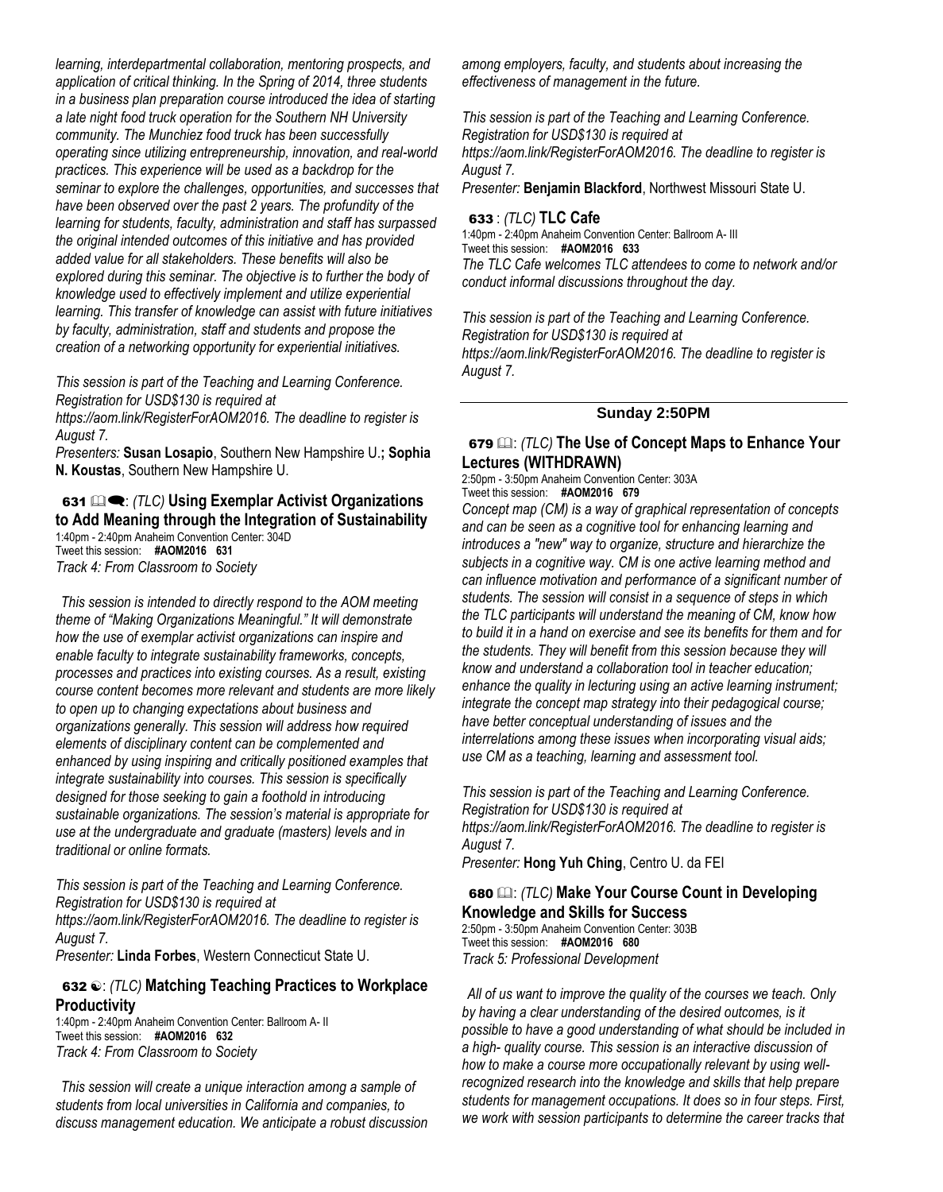*learning, interdepartmental collaboration, mentoring prospects, and application of critical thinking. In the Spring of 2014, three students in a business plan preparation course introduced the idea of starting a late night food truck operation for the Southern NH University community. The Munchiez food truck has been successfully operating since utilizing entrepreneurship, innovation, and real-world practices. This experience will be used as a backdrop for the seminar to explore the challenges, opportunities, and successes that have been observed over the past 2 years. The profundity of the learning for students, faculty, administration and staff has surpassed the original intended outcomes of this initiative and has provided added value for all stakeholders. These benefits will also be explored during this seminar. The objective is to further the body of knowledge used to effectively implement and utilize experiential learning. This transfer of knowledge can assist with future initiatives by faculty, administration, staff and students and propose the creation of a networking opportunity for experiential initiatives.*

*This session is part of the Teaching and Learning Conference. Registration for USD$130 is required at https://aom.link/RegisterForAOM2016. The deadline to register is August 7.*

*Presenters:* **Susan Losapio**, Southern New Hampshire U.**; Sophia N. Koustas**, Southern New Hampshire U.

### 631 🕮🗨: *(TLC)* Using Exemplar Activist Organizations to Add Meaning through the Integration of Sustainability

1:40pm - 2:40pm Anaheim Convention Center: 304D
Tweet this session: **#AOM2016 631**
*Track 4: From Classroom to Society*

*This session is intended to directly respond to the AOM meeting theme of "Making Organizations Meaningful." It will demonstrate how the use of exemplar activist organizations can inspire and enable faculty to integrate sustainability frameworks, concepts, processes and practices into existing courses. As a result, existing course content becomes more relevant and students are more likely to open up to changing expectations about business and organizations generally. This session will address how required elements of disciplinary content can be complemented and enhanced by using inspiring and critically positioned examples that integrate sustainability into courses. This session is specifically designed for those seeking to gain a foothold in introducing sustainable organizations. The session's material is appropriate for use at the undergraduate and graduate (masters) levels and in traditional or online formats.*

*This session is part of the Teaching and Learning Conference. Registration for USD$130 is required at https://aom.link/RegisterForAOM2016. The deadline to register is August 7.*

*Presenter:* **Linda Forbes**, Western Connecticut State U.

### 632 ☯: *(TLC)* Matching Teaching Practices to Workplace Productivity

1:40pm - 2:40pm Anaheim Convention Center: Ballroom A- II
Tweet this session: **#AOM2016 632**
*Track 4: From Classroom to Society*

*This session will create a unique interaction among a sample of students from local universities in California and companies, to discuss management education. We anticipate a robust discussion among employers, faculty, and students about increasing the effectiveness of management in the future.*

*This session is part of the Teaching and Learning Conference. Registration for USD$130 is required at https://aom.link/RegisterForAOM2016. The deadline to register is August 7.*

*Presenter:* **Benjamin Blackford**, Northwest Missouri State U.

### 633 : *(TLC)* TLC Cafe

1:40pm - 2:40pm Anaheim Convention Center: Ballroom A- III
Tweet this session: **#AOM2016 633**
*The TLC Cafe welcomes TLC attendees to come to network and/or conduct informal discussions throughout the day.*

*This session is part of the Teaching and Learning Conference. Registration for USD$130 is required at https://aom.link/RegisterForAOM2016. The deadline to register is August 7.*

## Sunday 2:50PM

### 679 🕮: *(TLC)* The Use of Concept Maps to Enhance Your Lectures (WITHDRAWN)

2:50pm - 3:50pm Anaheim Convention Center: 303A
Tweet this session: **#AOM2016 679**
*Concept map (CM) is a way of graphical representation of concepts and can be seen as a cognitive tool for enhancing learning and introduces a "new" way to organize, structure and hierarchize the subjects in a cognitive way. CM is one active learning method and can influence motivation and performance of a significant number of students. The session will consist in a sequence of steps in which the TLC participants will understand the meaning of CM, know how to build it in a hand on exercise and see its benefits for them and for the students. They will benefit from this session because they will know and understand a collaboration tool in teacher education; enhance the quality in lecturing using an active learning instrument; integrate the concept map strategy into their pedagogical course; have better conceptual understanding of issues and the interrelations among these issues when incorporating visual aids; use CM as a teaching, learning and assessment tool.*

*This session is part of the Teaching and Learning Conference. Registration for USD$130 is required at https://aom.link/RegisterForAOM2016. The deadline to register is August 7.*

*Presenter:* **Hong Yuh Ching**, Centro U. da FEI

### 680 🕮: *(TLC)* Make Your Course Count in Developing Knowledge and Skills for Success

2:50pm - 3:50pm Anaheim Convention Center: 303B
Tweet this session: **#AOM2016 680**
*Track 5: Professional Development*

*All of us want to improve the quality of the courses we teach. Only by having a clear understanding of the desired outcomes, is it possible to have a good understanding of what should be included in a high- quality course. This session is an interactive discussion of how to make a course more occupationally relevant by using well-recognized research into the knowledge and skills that help prepare students for management occupations. It does so in four steps. First, we work with session participants to determine the career tracks that*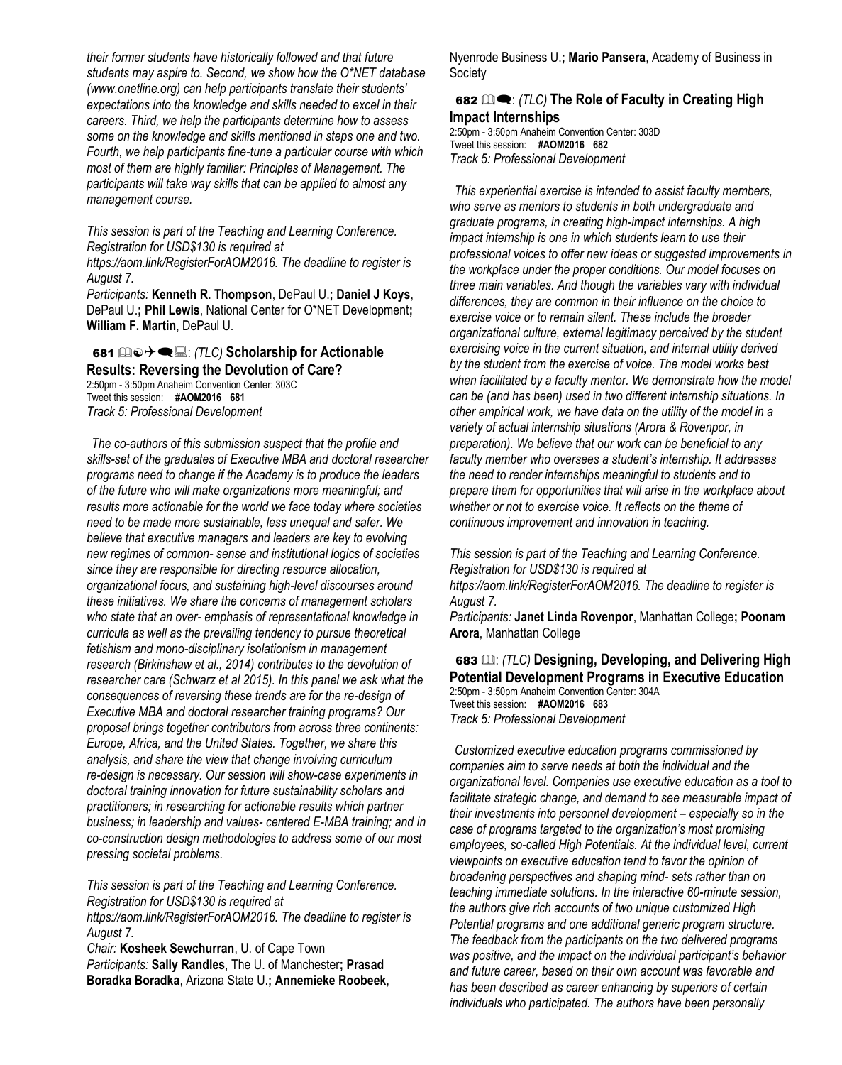*their former students have historically followed and that future students may aspire to. Second, we show how the O*NET database (www.onetline.org) can help participants translate their students' expectations into the knowledge and skills needed to excel in their careers. Third, we help the participants determine how to assess some on the knowledge and skills mentioned in steps one and two. Fourth, we help participants fine-tune a particular course with which most of them are highly familiar: Principles of Management. The participants will take way skills that can be applied to almost any management course.*

*This session is part of the Teaching and Learning Conference. Registration for USD$130 is required at https://aom.link/RegisterForAOM2016. The deadline to register is August 7.*

*Participants:* **Kenneth R. Thompson**, DePaul U.**; Daniel J Koys**, DePaul U.**; Phil Lewis**, National Center for O*NET Development**; William F. Martin**, DePaul U.

### 681 : *(TLC)* Scholarship for Actionable Results: Reversing the Devolution of Care?

2:50pm - 3:50pm Anaheim Convention Center: 303C
Tweet this session: **#AOM2016 681**
*Track 5: Professional Development*

*The co-authors of this submission suspect that the profile and skills-set of the graduates of Executive MBA and doctoral researcher programs need to change if the Academy is to produce the leaders of the future who will make organizations more meaningful; and results more actionable for the world we face today where societies need to be made more sustainable, less unequal and safer. We believe that executive managers and leaders are key to evolving new regimes of common- sense and institutional logics of societies since they are responsible for directing resource allocation, organizational focus, and sustaining high-level discourses around these initiatives. We share the concerns of management scholars who state that an over- emphasis of representational knowledge in curricula as well as the prevailing tendency to pursue theoretical fetishism and mono-disciplinary isolationism in management research (Birkinshaw et al., 2014) contributes to the devolution of researcher care (Schwarz et al 2015). In this panel we ask what the consequences of reversing these trends are for the re-design of Executive MBA and doctoral researcher training programs? Our proposal brings together contributors from across three continents: Europe, Africa, and the United States. Together, we share this analysis, and share the view that change involving curriculum re-design is necessary. Our session will show-case experiments in doctoral training innovation for future sustainability scholars and practitioners; in researching for actionable results which partner business; in leadership and values- centered E-MBA training; and in co-construction design methodologies to address some of our most pressing societal problems.*

*This session is part of the Teaching and Learning Conference. Registration for USD$130 is required at https://aom.link/RegisterForAOM2016. The deadline to register is August 7.*

*Chair:* **Kosheek Sewchurran**, U. of Cape Town
*Participants:* **Sally Randles**, The U. of Manchester**; Prasad Boradka Boradka**, Arizona State U.**; Annemieke Roobeek**, Nyenrode Business U.**; Mario Pansera**, Academy of Business in Society

### 682 : *(TLC)* The Role of Faculty in Creating High Impact Internships

2:50pm - 3:50pm Anaheim Convention Center: 303D
Tweet this session: **#AOM2016 682**
*Track 5: Professional Development*

*This experiential exercise is intended to assist faculty members, who serve as mentors to students in both undergraduate and graduate programs, in creating high-impact internships. A high impact internship is one in which students learn to use their professional voices to offer new ideas or suggested improvements in the workplace under the proper conditions. Our model focuses on three main variables. And though the variables vary with individual differences, they are common in their influence on the choice to exercise voice or to remain silent. These include the broader organizational culture, external legitimacy perceived by the student exercising voice in the current situation, and internal utility derived by the student from the exercise of voice. The model works best when facilitated by a faculty mentor. We demonstrate how the model can be (and has been) used in two different internship situations. In other empirical work, we have data on the utility of the model in a variety of actual internship situations (Arora & Rovenpor, in preparation). We believe that our work can be beneficial to any faculty member who oversees a student's internship. It addresses the need to render internships meaningful to students and to prepare them for opportunities that will arise in the workplace about whether or not to exercise voice. It reflects on the theme of continuous improvement and innovation in teaching.*

*This session is part of the Teaching and Learning Conference. Registration for USD$130 is required at https://aom.link/RegisterForAOM2016. The deadline to register is August 7.*

*Participants:* **Janet Linda Rovenpor**, Manhattan College**; Poonam Arora**, Manhattan College

### 683 : *(TLC)* Designing, Developing, and Delivering High Potential Development Programs in Executive Education

2:50pm - 3:50pm Anaheim Convention Center: 304A
Tweet this session: **#AOM2016 683**
*Track 5: Professional Development*

*Customized executive education programs commissioned by companies aim to serve needs at both the individual and the organizational level. Companies use executive education as a tool to facilitate strategic change, and demand to see measurable impact of their investments into personnel development – especially so in the case of programs targeted to the organization's most promising employees, so-called High Potentials. At the individual level, current viewpoints on executive education tend to favor the opinion of broadening perspectives and shaping mind- sets rather than on teaching immediate solutions. In the interactive 60-minute session, the authors give rich accounts of two unique customized High Potential programs and one additional generic program structure. The feedback from the participants on the two delivered programs was positive, and the impact on the individual participant's behavior and future career, based on their own account was favorable and has been described as career enhancing by superiors of certain individuals who participated. The authors have been personally*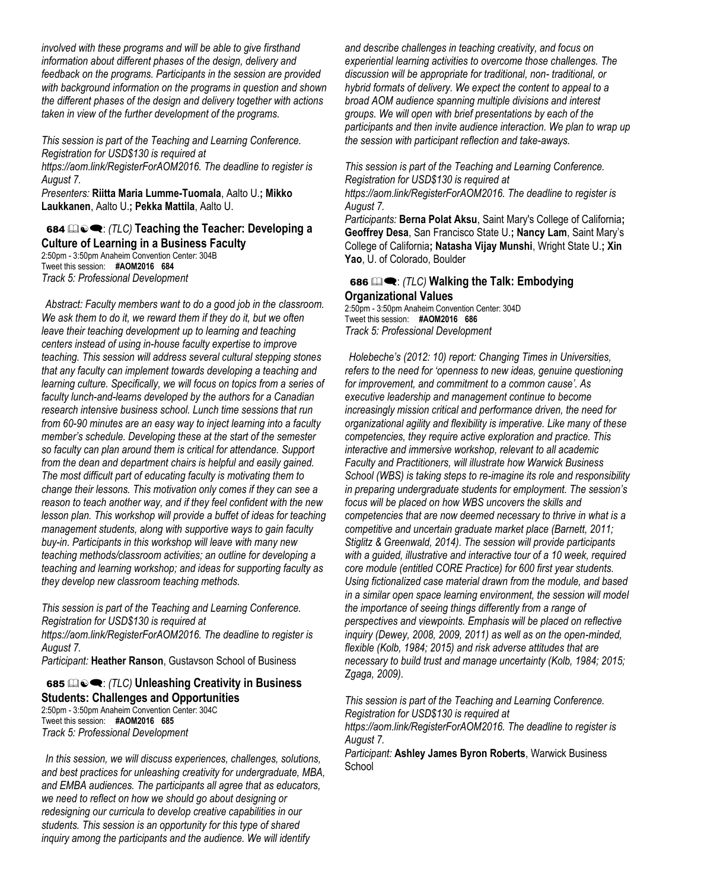*involved with these programs and will be able to give firsthand information about different phases of the design, delivery and feedback on the programs. Participants in the session are provided with background information on the programs in question and shown the different phases of the design and delivery together with actions taken in view of the further development of the programs.*

*This session is part of the Teaching and Learning Conference. Registration for USD$130 is required at https://aom.link/RegisterForAOM2016. The deadline to register is August 7.*

*Presenters:* **Riitta Maria Lumme-Tuomala**, Aalto U.**; Mikko Laukkanen**, Aalto U.**; Pekka Mattila**, Aalto U.

### 684 : *(TLC)* Teaching the Teacher: Developing a Culture of Learning in a Business Faculty

2:50pm - 3:50pm Anaheim Convention Center: 304B
Tweet this session: **#AOM2016 684**
*Track 5: Professional Development*

*Abstract: Faculty members want to do a good job in the classroom. We ask them to do it, we reward them if they do it, but we often leave their teaching development up to learning and teaching centers instead of using in-house faculty expertise to improve teaching. This session will address several cultural stepping stones that any faculty can implement towards developing a teaching and learning culture. Specifically, we will focus on topics from a series of faculty lunch-and-learns developed by the authors for a Canadian research intensive business school. Lunch time sessions that run from 60-90 minutes are an easy way to inject learning into a faculty member's schedule. Developing these at the start of the semester so faculty can plan around them is critical for attendance. Support from the dean and department chairs is helpful and easily gained. The most difficult part of educating faculty is motivating them to change their lessons. This motivation only comes if they can see a reason to teach another way, and if they feel confident with the new lesson plan. This workshop will provide a buffet of ideas for teaching management students, along with supportive ways to gain faculty buy-in. Participants in this workshop will leave with many new teaching methods/classroom activities; an outline for developing a teaching and learning workshop; and ideas for supporting faculty as they develop new classroom teaching methods.*

*This session is part of the Teaching and Learning Conference. Registration for USD$130 is required at https://aom.link/RegisterForAOM2016. The deadline to register is August 7.*

*Participant:* **Heather Ranson**, Gustavson School of Business

### 685 : *(TLC)* Unleashing Creativity in Business Students: Challenges and Opportunities

2:50pm - 3:50pm Anaheim Convention Center: 304C
Tweet this session: **#AOM2016 685**
*Track 5: Professional Development*

*In this session, we will discuss experiences, challenges, solutions, and best practices for unleashing creativity for undergraduate, MBA, and EMBA audiences. The participants all agree that as educators, we need to reflect on how we should go about designing or redesigning our curricula to develop creative capabilities in our students. This session is an opportunity for this type of shared inquiry among the participants and the audience. We will identify and describe challenges in teaching creativity, and focus on experiential learning activities to overcome those challenges. The discussion will be appropriate for traditional, non- traditional, or hybrid formats of delivery. We expect the content to appeal to a broad AOM audience spanning multiple divisions and interest groups. We will open with brief presentations by each of the participants and then invite audience interaction. We plan to wrap up the session with participant reflection and take-aways.*

*This session is part of the Teaching and Learning Conference. Registration for USD$130 is required at https://aom.link/RegisterForAOM2016. The deadline to register is August 7.*

*Participants:* **Berna Polat Aksu**, Saint Mary's College of California**; Geoffrey Desa**, San Francisco State U.**; Nancy Lam**, Saint Mary's College of California**; Natasha Vijay Munshi**, Wright State U.**; Xin Yao**, U. of Colorado, Boulder

### 686 : *(TLC)* Walking the Talk: Embodying Organizational Values

2:50pm - 3:50pm Anaheim Convention Center: 304D
Tweet this session: **#AOM2016 686**
*Track 5: Professional Development*

*Holebeche's (2012: 10) report: Changing Times in Universities, refers to the need for 'openness to new ideas, genuine questioning for improvement, and commitment to a common cause'. As executive leadership and management continue to become increasingly mission critical and performance driven, the need for organizational agility and flexibility is imperative. Like many of these competencies, they require active exploration and practice. This interactive and immersive workshop, relevant to all academic Faculty and Practitioners, will illustrate how Warwick Business School (WBS) is taking steps to re-imagine its role and responsibility in preparing undergraduate students for employment. The session's focus will be placed on how WBS uncovers the skills and competencies that are now deemed necessary to thrive in what is a competitive and uncertain graduate market place (Barnett, 2011; Stiglitz & Greenwald, 2014). The session will provide participants with a guided, illustrative and interactive tour of a 10 week, required core module (entitled CORE Practice) for 600 first year students. Using fictionalized case material drawn from the module, and based in a similar open space learning environment, the session will model the importance of seeing things differently from a range of perspectives and viewpoints. Emphasis will be placed on reflective inquiry (Dewey, 2008, 2009, 2011) as well as on the open-minded, flexible (Kolb, 1984; 2015) and risk adverse attitudes that are necessary to build trust and manage uncertainty (Kolb, 1984; 2015; Zgaga, 2009).*

*This session is part of the Teaching and Learning Conference. Registration for USD$130 is required at https://aom.link/RegisterForAOM2016. The deadline to register is August 7.*

*Participant:* **Ashley James Byron Roberts**, Warwick Business School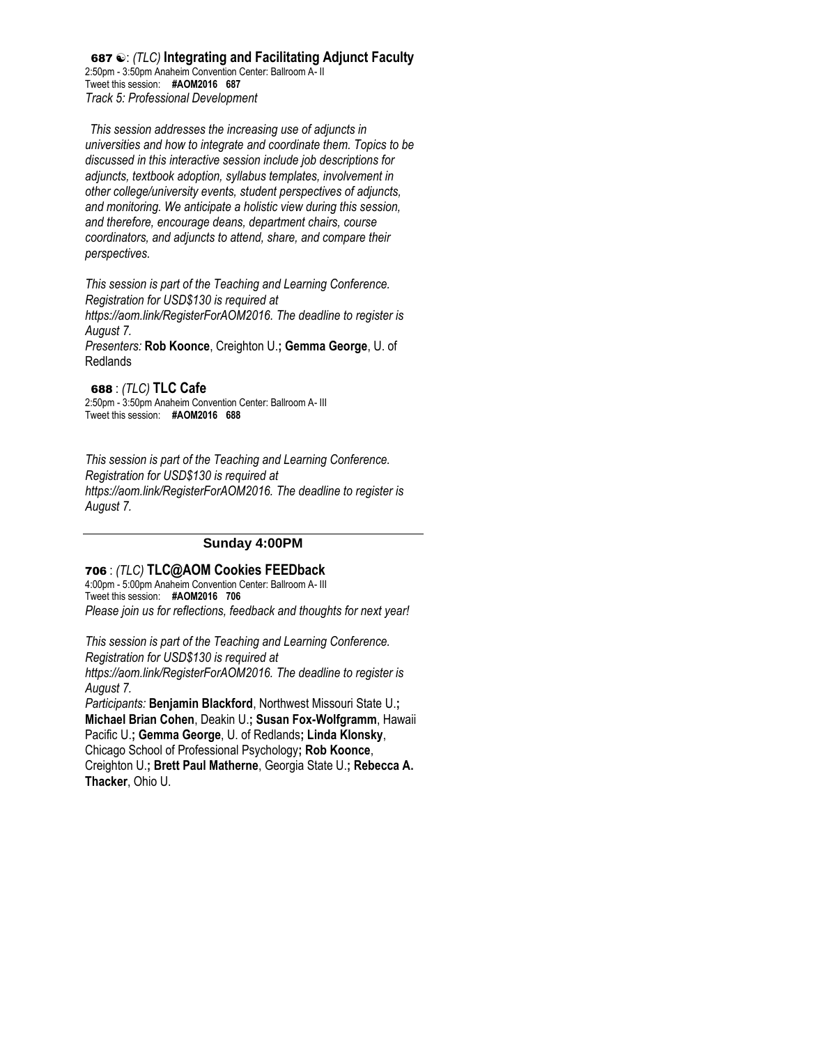**687** ☯: *(TLC)* **Integrating and Facilitating Adjunct Faculty**
2:50pm - 3:50pm Anaheim Convention Center: Ballroom A- II
Tweet this session: **#AOM2016 687**
*Track 5: Professional Development*

*This session addresses the increasing use of adjuncts in universities and how to integrate and coordinate them. Topics to be discussed in this interactive session include job descriptions for adjuncts, textbook adoption, syllabus templates, involvement in other college/university events, student perspectives of adjuncts, and monitoring. We anticipate a holistic view during this session, and therefore, encourage deans, department chairs, course coordinators, and adjuncts to attend, share, and compare their perspectives.*

*This session is part of the Teaching and Learning Conference. Registration for USD$130 is required at https://aom.link/RegisterForAOM2016. The deadline to register is August 7.*
*Presenters:* **Rob Koonce**, Creighton U.**; Gemma George**, U. of Redlands

**688** : *(TLC)* **TLC Cafe**
2:50pm - 3:50pm Anaheim Convention Center: Ballroom A- III
Tweet this session: **#AOM2016 688**

*This session is part of the Teaching and Learning Conference. Registration for USD$130 is required at https://aom.link/RegisterForAOM2016. The deadline to register is August 7.*

## Sunday 4:00PM

**706** : *(TLC)* **TLC@AOM Cookies FEEDback**
4:00pm - 5:00pm Anaheim Convention Center: Ballroom A- III
Tweet this session: **#AOM2016 706**
*Please join us for reflections, feedback and thoughts for next year!*

*This session is part of the Teaching and Learning Conference. Registration for USD$130 is required at https://aom.link/RegisterForAOM2016. The deadline to register is August 7.*
*Participants:* **Benjamin Blackford**, Northwest Missouri State U.**; Michael Brian Cohen**, Deakin U.**; Susan Fox-Wolfgramm**, Hawaii Pacific U.**; Gemma George**, U. of Redlands**; Linda Klonsky**, Chicago School of Professional Psychology**; Rob Koonce**, Creighton U.**; Brett Paul Matherne**, Georgia State U.**; Rebecca A. Thacker**, Ohio U.